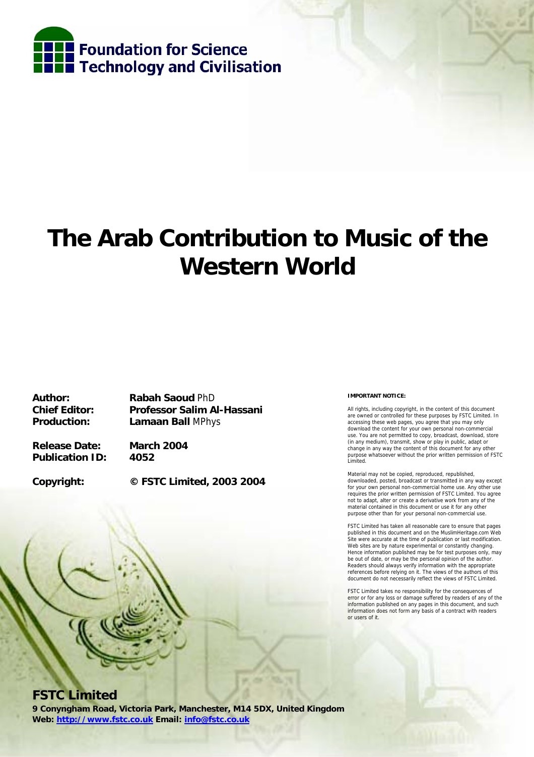Foundation for Science Technology and Civilisation

# The Arab Contribution to Music of the Western World

**Author:** **Rabah Saoud** PhD
**Chief Editor:** **Professor Salim Al-Hassani**
**Production:** **Lamaan Ball** MPhys

**Release Date:** **March 2004**
**Publication ID:** **4052**

**Copyright:** **© FSTC Limited, 2003 2004**

**IMPORTANT NOTICE:**

All rights, including copyright, in the content of this document are owned or controlled for these purposes by FSTC Limited. In accessing these web pages, you agree that you may only download the content for your own personal non-commercial use. You are not permitted to copy, broadcast, download, store (in any medium), transmit, show or play in public, adapt or change in any way the content of this document for any other purpose whatsoever without the prior written permission of FSTC Limited.

Material may not be copied, reproduced, republished, downloaded, posted, broadcast or transmitted in any way except for your own personal non-commercial home use. Any other use requires the prior written permission of FSTC Limited. You agree not to adapt, alter or create a derivative work from any of the material contained in this document or use it for any other purpose other than for your personal non-commercial use.

FSTC Limited has taken all reasonable care to ensure that pages published in this document and on the MuslimHeritage.com Web Site were accurate at the time of publication or last modification. Web sites are by nature experimental or constantly changing. Hence information published may be for test purposes only, may be out of date, or may be the personal opinion of the author. Readers should always verify information with the appropriate references before relying on it. The views of the authors of this document do not necessarily reflect the views of FSTC Limited.

FSTC Limited takes no responsibility for the consequences of error or for any loss or damage suffered by readers of any of the information published on any pages in this document, and such information does not form any basis of a contract with readers or users of it.

**FSTC Limited**
**9 Conyngham Road, Victoria Park, Manchester, M14 5DX, United Kingdom**
**Web: http://www.fstc.co.uk Email: info@fstc.co.uk**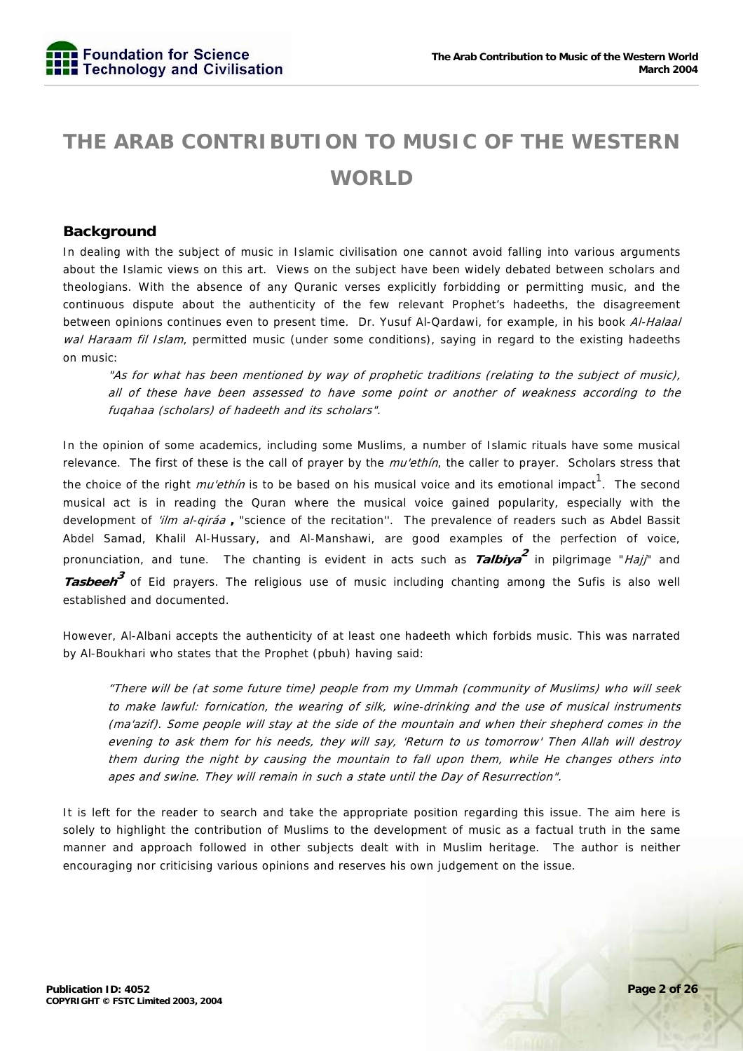# THE ARAB CONTRIBUTION TO MUSIC OF THE WESTERN WORLD

## Background

In dealing with the subject of music in Islamic civilisation one cannot avoid falling into various arguments about the Islamic views on this art. Views on the subject have been widely debated between scholars and theologians. With the absence of any Quranic verses explicitly forbidding or permitting music, and the continuous dispute about the authenticity of the few relevant Prophet's hadeeths, the disagreement between opinions continues even to present time. Dr. Yusuf Al-Qardawi, for example, in his book *Al-Halaal wal Haraam fil Islam*, permitted music (under some conditions), saying in regard to the existing hadeeths on music:

> *"As for what has been mentioned by way of prophetic traditions (relating to the subject of music), all of these have been assessed to have some point or another of weakness according to the fuqahaa (scholars) of hadeeth and its scholars".*

In the opinion of some academics, including some Muslims, a number of Islamic rituals have some musical relevance. The first of these is the call of prayer by the *mu'ethín*, the caller to prayer. Scholars stress that the choice of the right *mu'ethín* is to be based on his musical voice and its emotional impact[1]. The second musical act is in reading the Quran where the musical voice gained popularity, especially with the development of *'ilm al-qiráa* **,** "science of the recitation''. The prevalence of readers such as Abdel Bassit Abdel Samad, Khalil Al-Hussary, and Al-Manshawi, are good examples of the perfection of voice, pronunciation, and tune. The chanting is evident in acts such as ***Talbiya***[2] in pilgrimage "*Hajj*" and ***Tasbeeh***[3] of Eid prayers. The religious use of music including chanting among the Sufis is also well established and documented.

However, Al-Albani accepts the authenticity of at least one hadeeth which forbids music. This was narrated by Al-Boukhari who states that the Prophet (pbuh) having said:

> *"There will be (at some future time) people from my Ummah (community of Muslims) who will seek to make lawful: fornication, the wearing of silk, wine-drinking and the use of musical instruments (ma'azif). Some people will stay at the side of the mountain and when their shepherd comes in the evening to ask them for his needs, they will say, 'Return to us tomorrow' Then Allah will destroy them during the night by causing the mountain to fall upon them, while He changes others into apes and swine. They will remain in such a state until the Day of Resurrection".*

It is left for the reader to search and take the appropriate position regarding this issue. The aim here is solely to highlight the contribution of Muslims to the development of music as a factual truth in the same manner and approach followed in other subjects dealt with in Muslim heritage. The author is neither encouraging nor criticising various opinions and reserves his own judgement on the issue.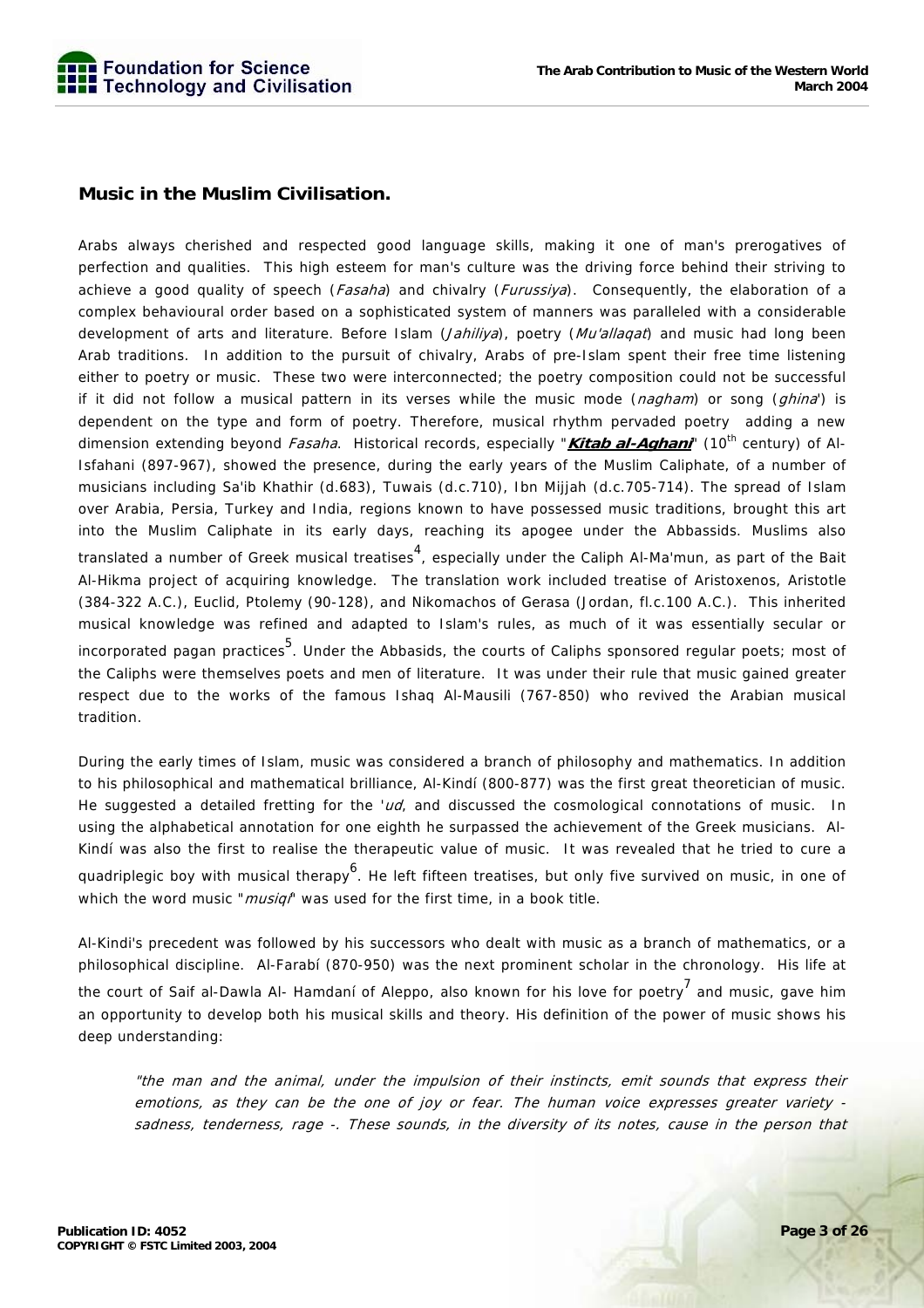## **Music in the Muslim Civilisation.**

Arabs always cherished and respected good language skills, making it one of man's prerogatives of perfection and qualities. This high esteem for man's culture was the driving force behind their striving to achieve a good quality of speech (*Fasaha*) and chivalry (*Furussiya*). Consequently, the elaboration of a complex behavioural order based on a sophisticated system of manners was paralleled with a considerable development of arts and literature. Before Islam (*Jahiliya*), poetry (*Mu'allaqat*) and music had long been Arab traditions. In addition to the pursuit of chivalry, Arabs of pre-Islam spent their free time listening either to poetry or music. These two were interconnected; the poetry composition could not be successful if it did not follow a musical pattern in its verses while the music mode (*nagham*) or song (*ghina'*) is dependent on the type and form of poetry. Therefore, musical rhythm pervaded poetry adding a new dimension extending beyond *Fasaha*. Historical records, especially "***Kitab al-Aghani***" (10th century) of Al-Isfahani (897-967), showed the presence, during the early years of the Muslim Caliphate, of a number of musicians including Sa'ib Khathir (d.683), Tuwais (d.c.710), Ibn Mijjah (d.c.705-714). The spread of Islam over Arabia, Persia, Turkey and India, regions known to have possessed music traditions, brought this art into the Muslim Caliphate in its early days, reaching its apogee under the Abbassids. Muslims also translated a number of Greek musical treatises[4], especially under the Caliph Al-Ma'mun, as part of the Bait Al-Hikma project of acquiring knowledge. The translation work included treatise of Aristoxenos, Aristotle (384-322 A.C.), Euclid, Ptolemy (90-128), and Nikomachos of Gerasa (Jordan, fl.c.100 A.C.). This inherited musical knowledge was refined and adapted to Islam's rules, as much of it was essentially secular or incorporated pagan practices[5]. Under the Abbasids, the courts of Caliphs sponsored regular poets; most of the Caliphs were themselves poets and men of literature. It was under their rule that music gained greater respect due to the works of the famous Ishaq Al-Mausili (767-850) who revived the Arabian musical tradition.

During the early times of Islam, music was considered a branch of philosophy and mathematics. In addition to his philosophical and mathematical brilliance, Al-Kindí (800-877) was the first great theoretician of music. He suggested a detailed fretting for the '*ud*, and discussed the cosmological connotations of music. In using the alphabetical annotation for one eighth he surpassed the achievement of the Greek musicians. Al-Kindí was also the first to realise the therapeutic value of music. It was revealed that he tried to cure a quadriplegic boy with musical therapy[6]. He left fifteen treatises, but only five survived on music, in one of which the word music "*musiqi*" was used for the first time, in a book title.

Al-Kindi's precedent was followed by his successors who dealt with music as a branch of mathematics, or a philosophical discipline. Al-Farabí (870-950) was the next prominent scholar in the chronology. His life at the court of Saif al-Dawla Al- Hamdaní of Aleppo, also known for his love for poetry[7] and music, gave him an opportunity to develop both his musical skills and theory. His definition of the power of music shows his deep understanding:

> *"the man and the animal, under the impulsion of their instincts, emit sounds that express their emotions, as they can be the one of joy or fear. The human voice expresses greater variety - sadness, tenderness, rage -. These sounds, in the diversity of its notes, cause in the person that*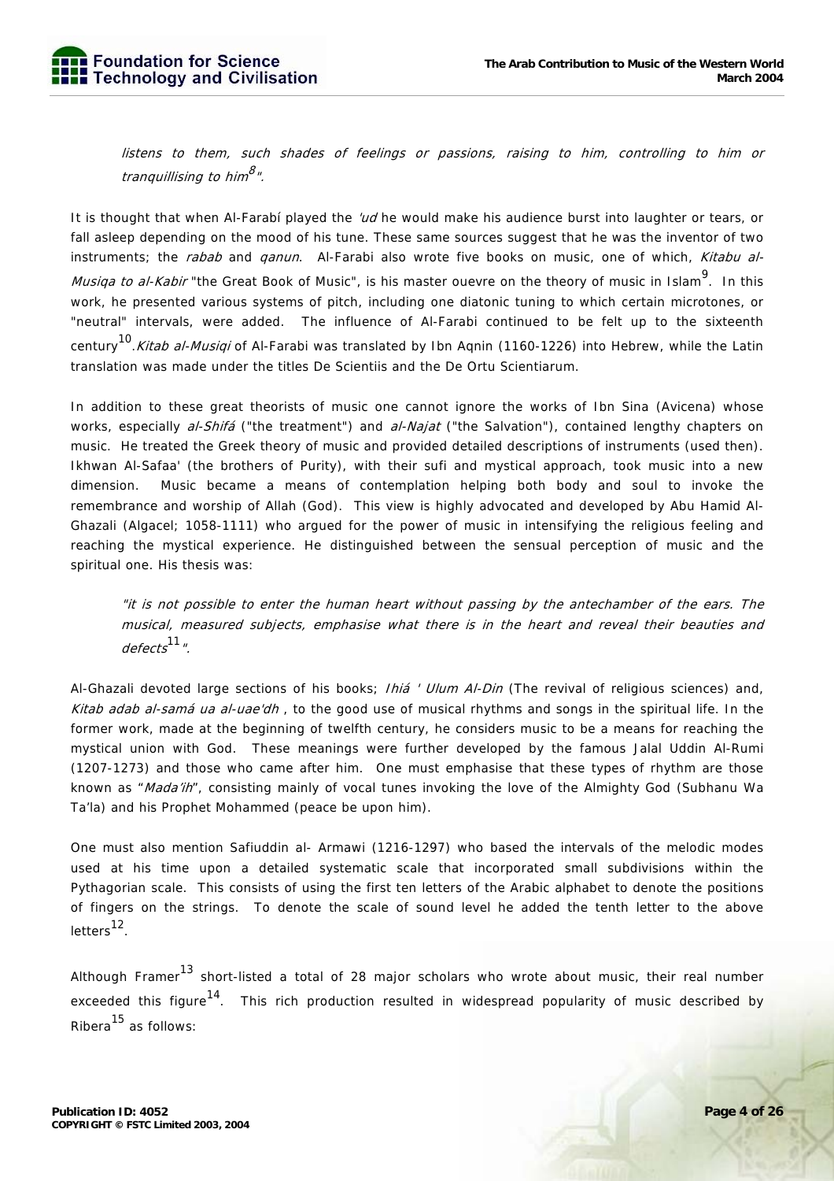*listens to them, such shades of feelings or passions, raising to him, controlling to him or tranquillising to him*[8]*".*

It is thought that when Al-Farabí played the *'ud* he would make his audience burst into laughter or tears, or fall asleep depending on the mood of his tune. These same sources suggest that he was the inventor of two instruments; the *rabab* and *qanun*. Al-Farabi also wrote five books on music, one of which, *Kitabu al-Musiqa to al-Kabir* "the Great Book of Music", is his master ouevre on the theory of music in Islam[9]. In this work, he presented various systems of pitch, including one diatonic tuning to which certain microtones, or "neutral" intervals, were added. The influence of Al-Farabi continued to be felt up to the sixteenth century[10]. *Kitab al-Musiqi* of Al-Farabi was translated by Ibn Aqnin (1160-1226) into Hebrew, while the Latin translation was made under the titles De Scientiis and the De Ortu Scientiarum.

In addition to these great theorists of music one cannot ignore the works of Ibn Sina (Avicena) whose works, especially *al-Shifá* ("the treatment") and *al-Najat* ("the Salvation"), contained lengthy chapters on music. He treated the Greek theory of music and provided detailed descriptions of instruments (used then). Ikhwan Al-Safaa' (the brothers of Purity), with their sufi and mystical approach, took music into a new dimension. Music became a means of contemplation helping both body and soul to invoke the remembrance and worship of Allah (God). This view is highly advocated and developed by Abu Hamid Al-Ghazali (Algacel; 1058-1111) who argued for the power of music in intensifying the religious feeling and reaching the mystical experience. He distinguished between the sensual perception of music and the spiritual one. His thesis was:

> *"it is not possible to enter the human heart without passing by the antechamber of the ears. The musical, measured subjects, emphasise what there is in the heart and reveal their beauties and defects*[11]*".*

Al-Ghazali devoted large sections of his books; *Ihiá ' Ulum Al-Din* (The revival of religious sciences) and, *Kitab adab al-samá ua al-uae'dh* , to the good use of musical rhythms and songs in the spiritual life. In the former work, made at the beginning of twelfth century, he considers music to be a means for reaching the mystical union with God. These meanings were further developed by the famous Jalal Uddin Al-Rumi (1207-1273) and those who came after him. One must emphasise that these types of rhythm are those known as "*Mada'ih*", consisting mainly of vocal tunes invoking the love of the Almighty God (Subhanu Wa Ta'la) and his Prophet Mohammed (peace be upon him).

One must also mention Safiuddin al- Armawi (1216-1297) who based the intervals of the melodic modes used at his time upon a detailed systematic scale that incorporated small subdivisions within the Pythagorian scale. This consists of using the first ten letters of the Arabic alphabet to denote the positions of fingers on the strings. To denote the scale of sound level he added the tenth letter to the above letters[12].

Although Framer[13] short-listed a total of 28 major scholars who wrote about music, their real number exceeded this figure[14]. This rich production resulted in widespread popularity of music described by Ribera[15] as follows: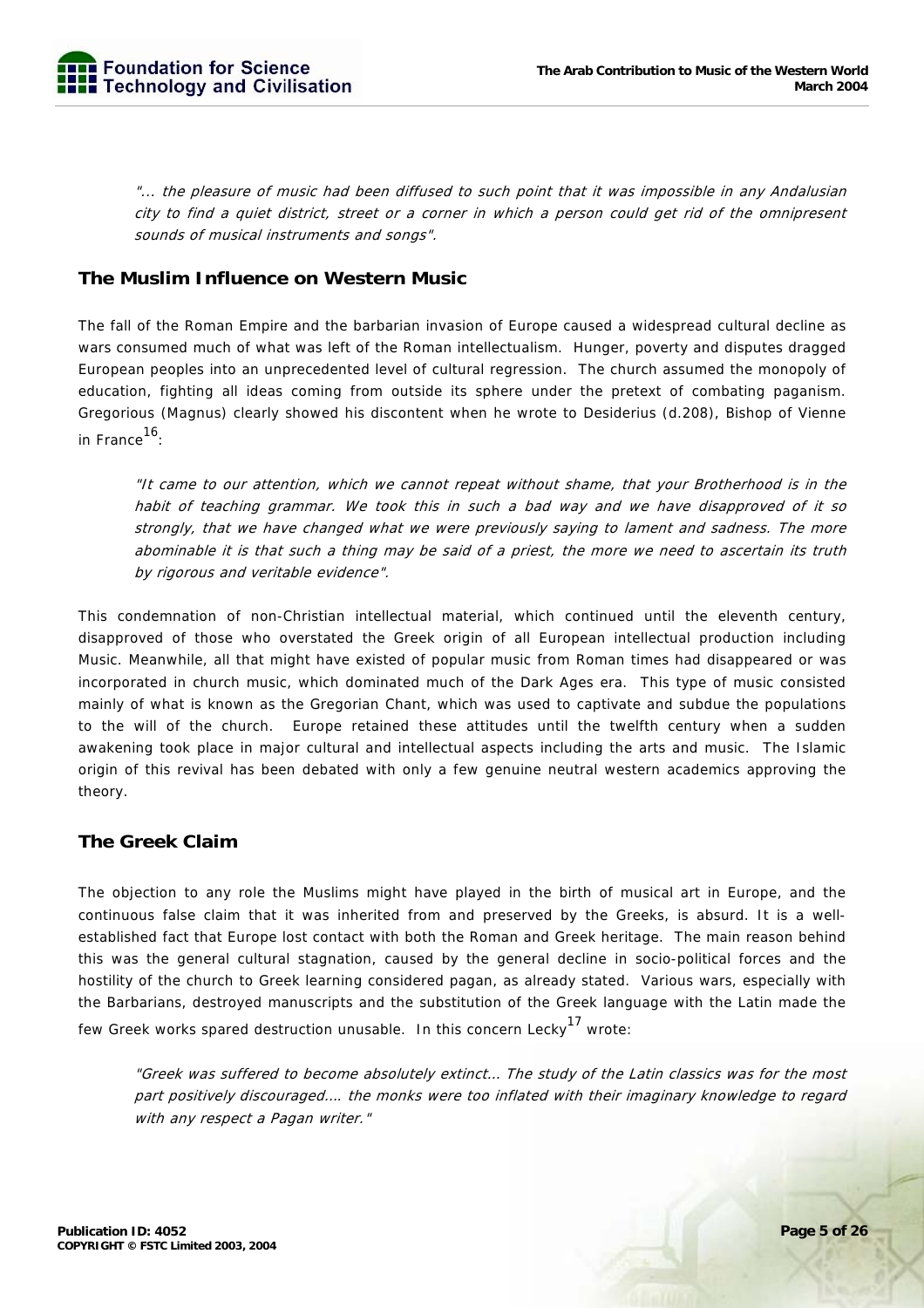*"... the pleasure of music had been diffused to such point that it was impossible in any Andalusian city to find a quiet district, street or a corner in which a person could get rid of the omnipresent sounds of musical instruments and songs".*

## The Muslim Influence on Western Music

The fall of the Roman Empire and the barbarian invasion of Europe caused a widespread cultural decline as wars consumed much of what was left of the Roman intellectualism. Hunger, poverty and disputes dragged European peoples into an unprecedented level of cultural regression. The church assumed the monopoly of education, fighting all ideas coming from outside its sphere under the pretext of combating paganism. Gregorious (Magnus) clearly showed his discontent when he wrote to Desiderius (d.208), Bishop of Vienne in France[16]:

*"It came to our attention, which we cannot repeat without shame, that your Brotherhood is in the habit of teaching grammar. We took this in such a bad way and we have disapproved of it so strongly, that we have changed what we were previously saying to lament and sadness. The more abominable it is that such a thing may be said of a priest, the more we need to ascertain its truth by rigorous and veritable evidence".*

This condemnation of non-Christian intellectual material, which continued until the eleventh century, disapproved of those who overstated the Greek origin of all European intellectual production including Music. Meanwhile, all that might have existed of popular music from Roman times had disappeared or was incorporated in church music, which dominated much of the Dark Ages era. This type of music consisted mainly of what is known as the Gregorian Chant, which was used to captivate and subdue the populations to the will of the church. Europe retained these attitudes until the twelfth century when a sudden awakening took place in major cultural and intellectual aspects including the arts and music. The Islamic origin of this revival has been debated with only a few genuine neutral western academics approving the theory.

## The Greek Claim

The objection to any role the Muslims might have played in the birth of musical art in Europe, and the continuous false claim that it was inherited from and preserved by the Greeks, is absurd. It is a well-established fact that Europe lost contact with both the Roman and Greek heritage. The main reason behind this was the general cultural stagnation, caused by the general decline in socio-political forces and the hostility of the church to Greek learning considered pagan, as already stated. Various wars, especially with the Barbarians, destroyed manuscripts and the substitution of the Greek language with the Latin made the few Greek works spared destruction unusable. In this concern Lecky[17] wrote:

*"Greek was suffered to become absolutely extinct... The study of the Latin classics was for the most part positively discouraged.... the monks were too inflated with their imaginary knowledge to regard with any respect a Pagan writer."*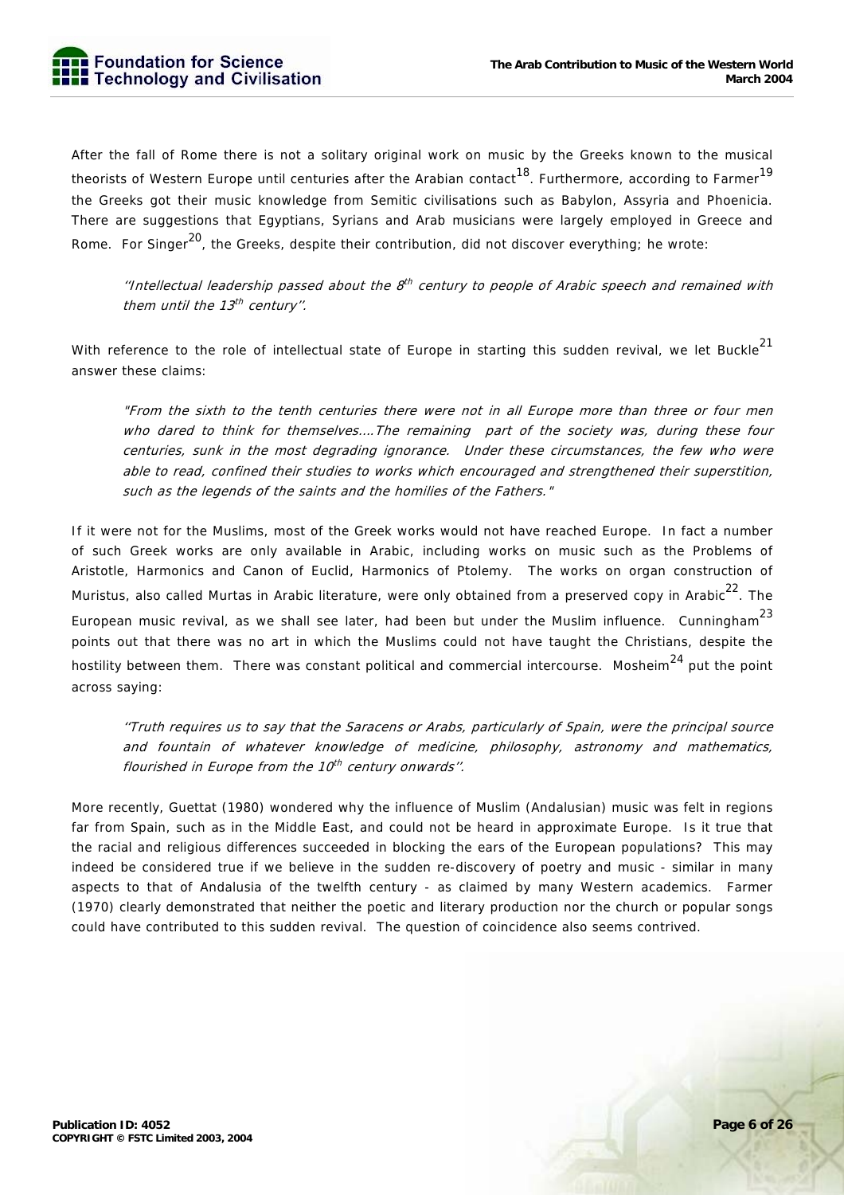After the fall of Rome there is not a solitary original work on music by the Greeks known to the musical theorists of Western Europe until centuries after the Arabian contact[18]. Furthermore, according to Farmer[19] the Greeks got their music knowledge from Semitic civilisations such as Babylon, Assyria and Phoenicia. There are suggestions that Egyptians, Syrians and Arab musicians were largely employed in Greece and Rome. For Singer[20], the Greeks, despite their contribution, did not discover everything; he wrote:

> *"Intellectual leadership passed about the 8th century to people of Arabic speech and remained with them until the 13th century".*

With reference to the role of intellectual state of Europe in starting this sudden revival, we let Buckle[21] answer these claims:

> *"From the sixth to the tenth centuries there were not in all Europe more than three or four men who dared to think for themselves....The remaining part of the society was, during these four centuries, sunk in the most degrading ignorance. Under these circumstances, the few who were able to read, confined their studies to works which encouraged and strengthened their superstition, such as the legends of the saints and the homilies of the Fathers."*

If it were not for the Muslims, most of the Greek works would not have reached Europe. In fact a number of such Greek works are only available in Arabic, including works on music such as the Problems of Aristotle, Harmonics and Canon of Euclid, Harmonics of Ptolemy. The works on organ construction of Muristus, also called Murtas in Arabic literature, were only obtained from a preserved copy in Arabic[22]. The European music revival, as we shall see later, had been but under the Muslim influence. Cunningham[23] points out that there was no art in which the Muslims could not have taught the Christians, despite the hostility between them. There was constant political and commercial intercourse. Mosheim[24] put the point across saying:

> *"Truth requires us to say that the Saracens or Arabs, particularly of Spain, were the principal source and fountain of whatever knowledge of medicine, philosophy, astronomy and mathematics, flourished in Europe from the 10th century onwards".*

More recently, Guettat (1980) wondered why the influence of Muslim (Andalusian) music was felt in regions far from Spain, such as in the Middle East, and could not be heard in approximate Europe. Is it true that the racial and religious differences succeeded in blocking the ears of the European populations? This may indeed be considered true if we believe in the sudden re-discovery of poetry and music - similar in many aspects to that of Andalusia of the twelfth century - as claimed by many Western academics. Farmer (1970) clearly demonstrated that neither the poetic and literary production nor the church or popular songs could have contributed to this sudden revival. The question of coincidence also seems contrived.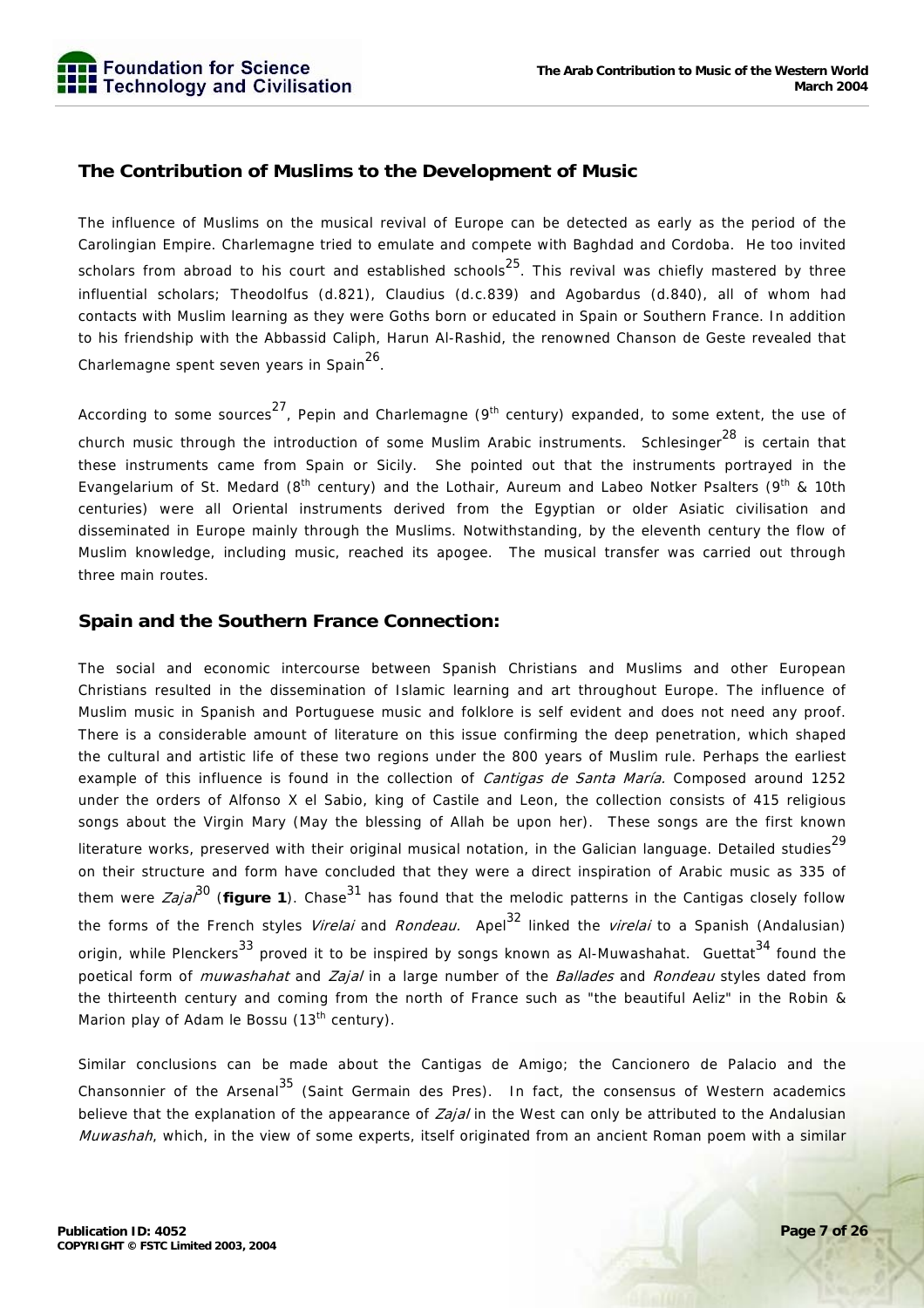## The Contribution of Muslims to the Development of Music

The influence of Muslims on the musical revival of Europe can be detected as early as the period of the Carolingian Empire. Charlemagne tried to emulate and compete with Baghdad and Cordoba. He too invited scholars from abroad to his court and established schools[25]. This revival was chiefly mastered by three influential scholars; Theodolfus (d.821), Claudius (d.c.839) and Agobardus (d.840), all of whom had contacts with Muslim learning as they were Goths born or educated in Spain or Southern France. In addition to his friendship with the Abbassid Caliph, Harun Al-Rashid, the renowned Chanson de Geste revealed that Charlemagne spent seven years in Spain[26].

According to some sources[27], Pepin and Charlemagne (9th century) expanded, to some extent, the use of church music through the introduction of some Muslim Arabic instruments. Schlesinger[28] is certain that these instruments came from Spain or Sicily. She pointed out that the instruments portrayed in the Evangelarium of St. Medard (8th century) and the Lothair, Aureum and Labeo Notker Psalters (9th & 10th centuries) were all Oriental instruments derived from the Egyptian or older Asiatic civilisation and disseminated in Europe mainly through the Muslims. Notwithstanding, by the eleventh century the flow of Muslim knowledge, including music, reached its apogee. The musical transfer was carried out through three main routes.

## Spain and the Southern France Connection:

The social and economic intercourse between Spanish Christians and Muslims and other European Christians resulted in the dissemination of Islamic learning and art throughout Europe. The influence of Muslim music in Spanish and Portuguese music and folklore is self evident and does not need any proof. There is a considerable amount of literature on this issue confirming the deep penetration, which shaped the cultural and artistic life of these two regions under the 800 years of Muslim rule. Perhaps the earliest example of this influence is found in the collection of *Cantigas de Santa María.* Composed around 1252 under the orders of Alfonso X el Sabio, king of Castile and Leon, the collection consists of 415 religious songs about the Virgin Mary (May the blessing of Allah be upon her). These songs are the first known literature works, preserved with their original musical notation, in the Galician language. Detailed studies[29] on their structure and form have concluded that they were a direct inspiration of Arabic music as 335 of them were *Zajal*[30] (**figure 1**). Chase[31] has found that the melodic patterns in the Cantigas closely follow the forms of the French styles *Virelai* and *Rondeau.* Apel[32] linked the *virelai* to a Spanish (Andalusian) origin, while Plenckers[33] proved it to be inspired by songs known as Al-Muwashahat. Guettat[34] found the poetical form of *muwashahat* and *Zajal* in a large number of the *Ballades* and *Rondeau* styles dated from the thirteenth century and coming from the north of France such as "the beautiful Aeliz" in the Robin & Marion play of Adam le Bossu (13th century).

Similar conclusions can be made about the Cantigas de Amigo; the Cancionero de Palacio and the Chansonnier of the Arsenal[35] (Saint Germain des Pres). In fact, the consensus of Western academics believe that the explanation of the appearance of *Zajal* in the West can only be attributed to the Andalusian *Muwashah*, which, in the view of some experts, itself originated from an ancient Roman poem with a similar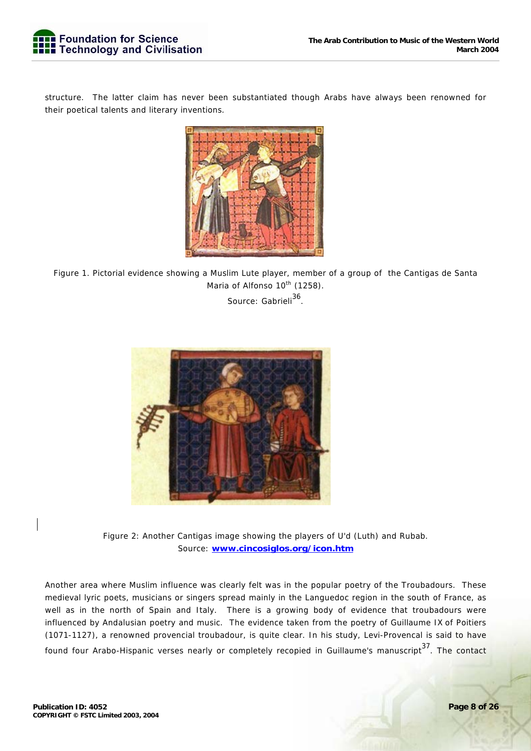structure. The latter claim has never been substantiated though Arabs have always been renowned for their poetical talents and literary inventions.

Figure 1. Pictorial evidence showing a Muslim Lute player, member of a group of the Cantigas de Santa Maria of Alfonso 10th (1258).
Source: Gabrieli[36].

Figure 2: Another Cantigas image showing the players of U'd (Luth) and Rubab.
Source: **www.cincosiglos.org/icon.htm**

Another area where Muslim influence was clearly felt was in the popular poetry of the Troubadours. These medieval lyric poets, musicians or singers spread mainly in the Languedoc region in the south of France, as well as in the north of Spain and Italy. There is a growing body of evidence that troubadours were influenced by Andalusian poetry and music. The evidence taken from the poetry of Guillaume IX of Poitiers (1071-1127), a renowned provencial troubadour, is quite clear. In his study, Levi-Provencal is said to have found four Arabo-Hispanic verses nearly or completely recopied in Guillaume's manuscript[37]. The contact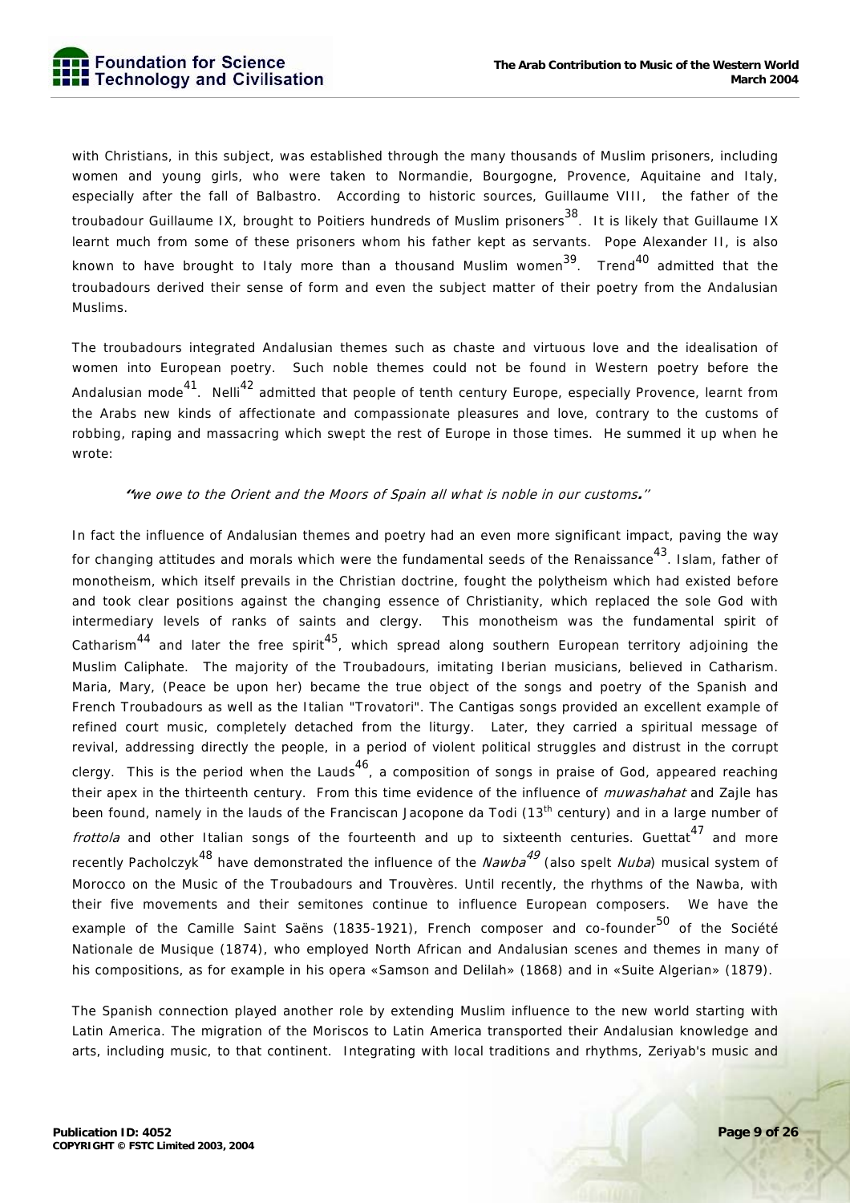with Christians, in this subject, was established through the many thousands of Muslim prisoners, including women and young girls, who were taken to Normandie, Bourgogne, Provence, Aquitaine and Italy, especially after the fall of Balbastro. According to historic sources, Guillaume VIII, the father of the troubadour Guillaume IX, brought to Poitiers hundreds of Muslim prisoners[38]. It is likely that Guillaume IX learnt much from some of these prisoners whom his father kept as servants. Pope Alexander II, is also known to have brought to Italy more than a thousand Muslim women[39]. Trend[40] admitted that the troubadours derived their sense of form and even the subject matter of their poetry from the Andalusian Muslims.

The troubadours integrated Andalusian themes such as chaste and virtuous love and the idealisation of women into European poetry. Such noble themes could not be found in Western poetry before the Andalusian mode[41]. Nelli[42] admitted that people of tenth century Europe, especially Provence, learnt from the Arabs new kinds of affectionate and compassionate pleasures and love, contrary to the customs of robbing, raping and massacring which swept the rest of Europe in those times. He summed it up when he wrote:

> **"***we owe to the Orient and the Moors of Spain all what is noble in our customs***.**"

In fact the influence of Andalusian themes and poetry had an even more significant impact, paving the way for changing attitudes and morals which were the fundamental seeds of the Renaissance[43]. Islam, father of monotheism, which itself prevails in the Christian doctrine, fought the polytheism which had existed before and took clear positions against the changing essence of Christianity, which replaced the sole God with intermediary levels of ranks of saints and clergy. This monotheism was the fundamental spirit of Catharism[44] and later the free spirit[45], which spread along southern European territory adjoining the Muslim Caliphate. The majority of the Troubadours, imitating Iberian musicians, believed in Catharism. Maria, Mary, (Peace be upon her) became the true object of the songs and poetry of the Spanish and French Troubadours as well as the Italian "Trovatori". The Cantigas songs provided an excellent example of refined court music, completely detached from the liturgy. Later, they carried a spiritual message of revival, addressing directly the people, in a period of violent political struggles and distrust in the corrupt clergy. This is the period when the Lauds[46], a composition of songs in praise of God, appeared reaching their apex in the thirteenth century. From this time evidence of the influence of *muwashahat* and Zajle has been found, namely in the lauds of the Franciscan Jacopone da Todi (13th century) and in a large number of *frottola* and other Italian songs of the fourteenth and up to sixteenth centuries. Guettat[47] and more recently Pacholczyk[48] have demonstrated the influence of the *Nawba*[49] (also spelt *Nuba*) musical system of Morocco on the Music of the Troubadours and Trouvères. Until recently, the rhythms of the Nawba, with their five movements and their semitones continue to influence European composers. We have the example of the Camille Saint Saëns (1835-1921), French composer and co-founder[50] of the Société Nationale de Musique (1874), who employed North African and Andalusian scenes and themes in many of his compositions, as for example in his opera «Samson and Delilah» (1868) and in «Suite Algerian» (1879).

The Spanish connection played another role by extending Muslim influence to the new world starting with Latin America. The migration of the Moriscos to Latin America transported their Andalusian knowledge and arts, including music, to that continent. Integrating with local traditions and rhythms, Zeriyab's music and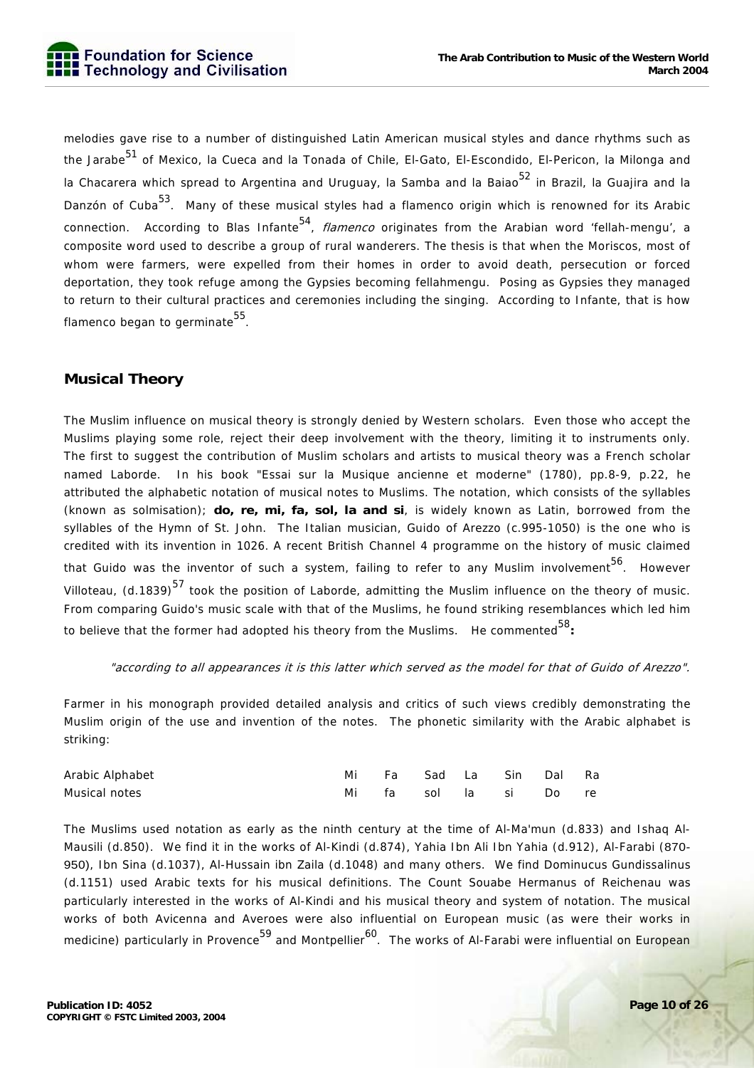melodies gave rise to a number of distinguished Latin American musical styles and dance rhythms such as the Jarabe[51] of Mexico, la Cueca and la Tonada of Chile, El-Gato, El-Escondido, El-Pericon, la Milonga and la Chacarera which spread to Argentina and Uruguay, la Samba and la Baiao[52] in Brazil, la Guajira and la Danzón of Cuba[53]. Many of these musical styles had a flamenco origin which is renowned for its Arabic connection. According to Blas Infante[54], *flamenco* originates from the Arabian word 'fellah-mengu', a composite word used to describe a group of rural wanderers. The thesis is that when the Moriscos, most of whom were farmers, were expelled from their homes in order to avoid death, persecution or forced deportation, they took refuge among the Gypsies becoming fellahmengu. Posing as Gypsies they managed to return to their cultural practices and ceremonies including the singing. According to Infante, that is how flamenco began to germinate[55].

## Musical Theory

The Muslim influence on musical theory is strongly denied by Western scholars. Even those who accept the Muslims playing some role, reject their deep involvement with the theory, limiting it to instruments only. The first to suggest the contribution of Muslim scholars and artists to musical theory was a French scholar named Laborde. In his book "Essai sur la Musique ancienne et moderne" (1780), pp.8-9, p.22, he attributed the alphabetic notation of musical notes to Muslims. The notation, which consists of the syllables (known as solmisation); **do, re, mi, fa, sol, la and si**, is widely known as Latin, borrowed from the syllables of the Hymn of St. John. The Italian musician, Guido of Arezzo (c.995-1050) is the one who is credited with its invention in 1026. A recent British Channel 4 programme on the history of music claimed that Guido was the inventor of such a system, failing to refer to any Muslim involvement[56]. However Villoteau, (d.1839)[57] took the position of Laborde, admitting the Muslim influence on the theory of music. From comparing Guido's music scale with that of the Muslims, he found striking resemblances which led him to believe that the former had adopted his theory from the Muslims. He commented[58]**:**

> *"according to all appearances it is this latter which served as the model for that of Guido of Arezzo".*

Farmer in his monograph provided detailed analysis and critics of such views credibly demonstrating the Muslim origin of the use and invention of the notes. The phonetic similarity with the Arabic alphabet is striking:

| | | | | | | | |
|---|---|---|---|---|---|---|---|
| Arabic Alphabet | Mi | Fa | Sad | La | Sin | Dal | Ra |
| Musical notes | Mi | fa | sol | la | si | Do | re |

The Muslims used notation as early as the ninth century at the time of Al-Ma'mun (d.833) and Ishaq Al-Mausili (d.850). We find it in the works of Al-Kindi (d.874), Yahia Ibn Ali Ibn Yahia (d.912), Al-Farabi (870-950), Ibn Sina (d.1037), Al-Hussain ibn Zaila (d.1048) and many others. We find Dominucus Gundissalinus (d.1151) used Arabic texts for his musical definitions. The Count Souabe Hermanus of Reichenau was particularly interested in the works of Al-Kindi and his musical theory and system of notation. The musical works of both Avicenna and Averoes were also influential on European music (as were their works in medicine) particularly in Provence[59] and Montpellier[60]. The works of Al-Farabi were influential on European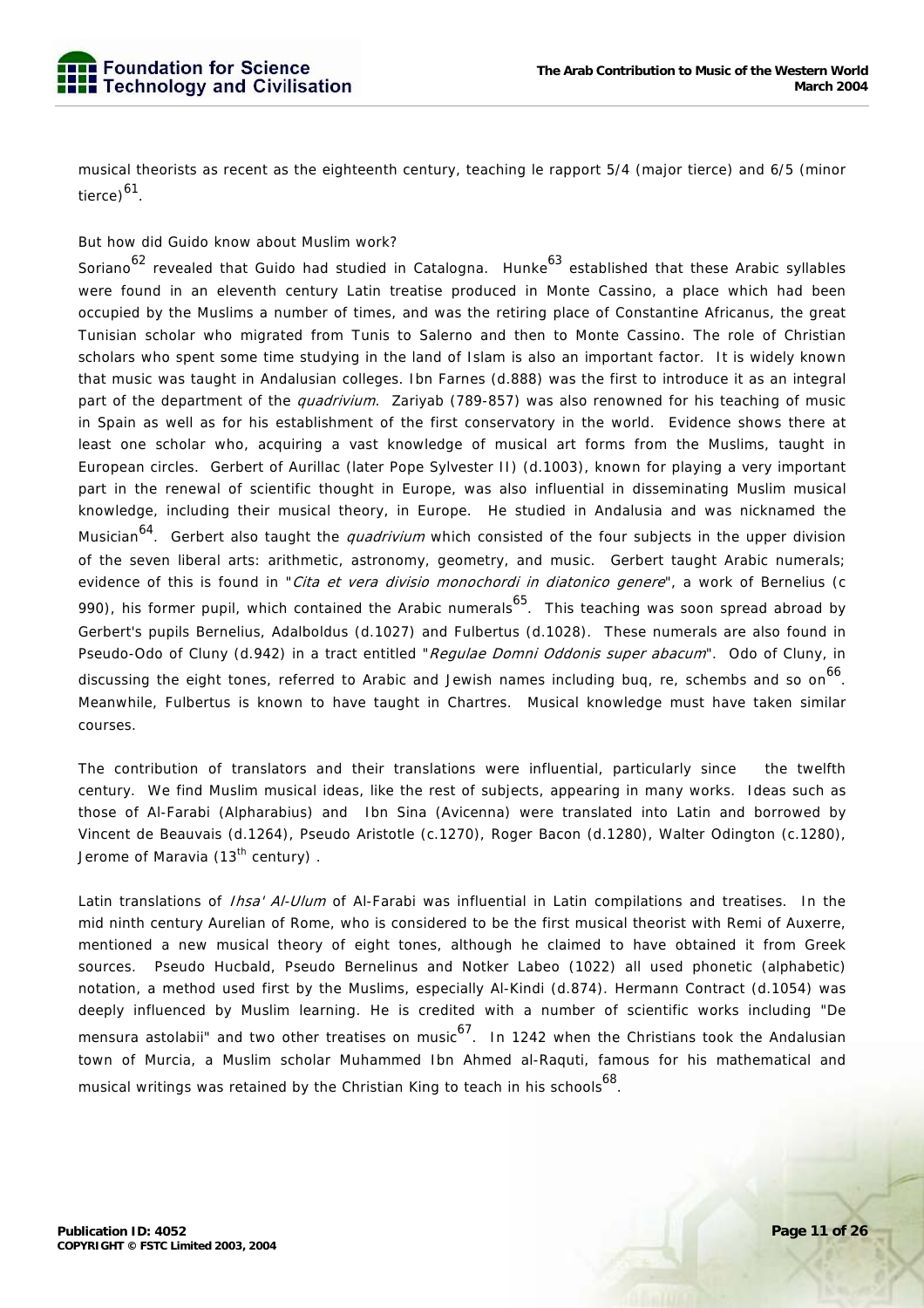musical theorists as recent as the eighteenth century, teaching le rapport 5/4 (major tierce) and 6/5 (minor tierce)[61].

But how did Guido know about Muslim work?

Soriano[62] revealed that Guido had studied in Catalogna. Hunke[63] established that these Arabic syllables were found in an eleventh century Latin treatise produced in Monte Cassino, a place which had been occupied by the Muslims a number of times, and was the retiring place of Constantine Africanus, the great Tunisian scholar who migrated from Tunis to Salerno and then to Monte Cassino. The role of Christian scholars who spent some time studying in the land of Islam is also an important factor. It is widely known that music was taught in Andalusian colleges. Ibn Farnes (d.888) was the first to introduce it as an integral part of the department of the *quadrivium*. Zariyab (789-857) was also renowned for his teaching of music in Spain as well as for his establishment of the first conservatory in the world. Evidence shows there at least one scholar who, acquiring a vast knowledge of musical art forms from the Muslims, taught in European circles. Gerbert of Aurillac (later Pope Sylvester II) (d.1003), known for playing a very important part in the renewal of scientific thought in Europe, was also influential in disseminating Muslim musical knowledge, including their musical theory, in Europe. He studied in Andalusia and was nicknamed the Musician[64]. Gerbert also taught the *quadrivium* which consisted of the four subjects in the upper division of the seven liberal arts: arithmetic, astronomy, geometry, and music. Gerbert taught Arabic numerals; evidence of this is found in "*Cita et vera divisio monochordi in diatonico genere*", a work of Bernelius (c 990), his former pupil, which contained the Arabic numerals[65]. This teaching was soon spread abroad by Gerbert's pupils Bernelius, Adalboldus (d.1027) and Fulbertus (d.1028). These numerals are also found in Pseudo-Odo of Cluny (d.942) in a tract entitled "*Regulae Domni Oddonis super abacum*". Odo of Cluny, in discussing the eight tones, referred to Arabic and Jewish names including buq, re, schembs and so on[66]. Meanwhile, Fulbertus is known to have taught in Chartres. Musical knowledge must have taken similar courses.

The contribution of translators and their translations were influential, particularly since the twelfth century. We find Muslim musical ideas, like the rest of subjects, appearing in many works. Ideas such as those of Al-Farabi (Alpharabius) and Ibn Sina (Avicenna) were translated into Latin and borrowed by Vincent de Beauvais (d.1264), Pseudo Aristotle (c.1270), Roger Bacon (d.1280), Walter Odington (c.1280), Jerome of Maravia (13th century) .

Latin translations of *Ihsa' Al-Ulum* of Al-Farabi was influential in Latin compilations and treatises. In the mid ninth century Aurelian of Rome, who is considered to be the first musical theorist with Remi of Auxerre, mentioned a new musical theory of eight tones, although he claimed to have obtained it from Greek sources. Pseudo Hucbald, Pseudo Bernelinus and Notker Labeo (1022) all used phonetic (alphabetic) notation, a method used first by the Muslims, especially Al-Kindi (d.874). Hermann Contract (d.1054) was deeply influenced by Muslim learning. He is credited with a number of scientific works including "De mensura astolabii" and two other treatises on music[67]. In 1242 when the Christians took the Andalusian town of Murcia, a Muslim scholar Muhammed Ibn Ahmed al-Raquti, famous for his mathematical and musical writings was retained by the Christian King to teach in his schools[68].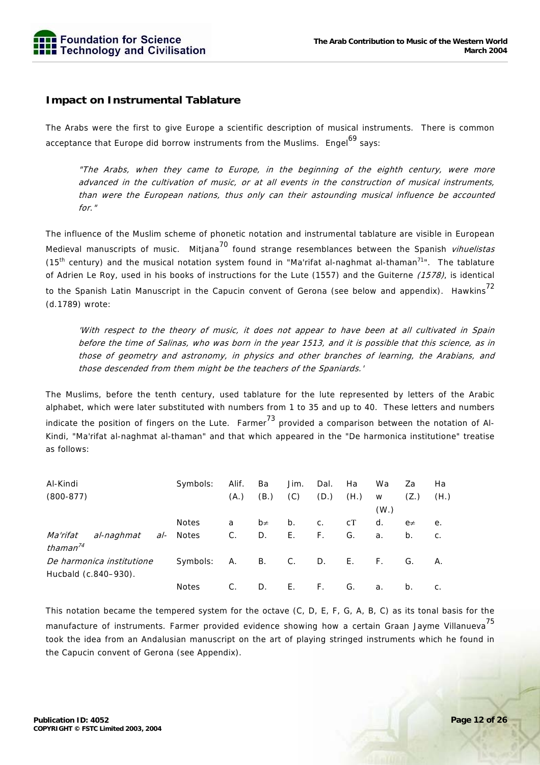## Impact on Instrumental Tablature

The Arabs were the first to give Europe a scientific description of musical instruments. There is common acceptance that Europe did borrow instruments from the Muslims. Engel[69] says:

> *"The Arabs, when they came to Europe, in the beginning of the eighth century, were more advanced in the cultivation of music, or at all events in the construction of musical instruments, than were the European nations, thus only can their astounding musical influence be accounted for."*

The influence of the Muslim scheme of phonetic notation and instrumental tablature are visible in European Medieval manuscripts of music. Mitjana[70] found strange resemblances between the Spanish *vihuelistas* (15th century) and the musical notation system found in "Ma'rifat al-naghmat al-thaman[71]". The tablature of Adrien Le Roy, used in his books of instructions for the Lute (1557) and the Guiterne *(1578)*, is identical to the Spanish Latin Manuscript in the Capucin convent of Gerona (see below and appendix). Hawkins[72] (d.1789) wrote:

> *'With respect to the theory of music, it does not appear to have been at all cultivated in Spain before the time of Salinas, who was born in the year 1513, and it is possible that this science, as in those of geometry and astronomy, in physics and other branches of learning, the Arabians, and those descended from them might be the teachers of the Spaniards.'*

The Muslims, before the tenth century, used tablature for the lute represented by letters of the Arabic alphabet, which were later substituted with numbers from 1 to 35 and up to 40. These letters and numbers indicate the position of fingers on the Lute. Farmer[73] provided a comparison between the notation of Al-Kindi, "Ma'rifat al-naghmat al-thaman" and that which appeared in the "De harmonica institutione" treatise as follows:

| | | | | | | | | | |
|---|---|---|---|---|---|---|---|---|---|
| Al-Kindi (800-877) | Symbols: | Alif. (A.) | Ba (B.) | Jim. (C) | Dal. (D.) | Ha (H.) | Wa w (W.) | Za (Z.) | Ha (H.) |
| | Notes | a | b≠ | b. | c. | cT | d. | e≠ | e. |
| *Ma'rifat al-naghmat al-thaman*[74] | Notes | C. | D. | E. | F. | G. | a. | b. | c. |
| *De harmonica institutione* Hucbald (c.840–930). | Symbols: | A. | B. | C. | D. | E. | F. | G. | A. |
| | Notes | C. | D. | E. | F. | G. | a. | b. | c. |

This notation became the tempered system for the octave (C, D, E, F, G, A, B, C) as its tonal basis for the manufacture of instruments. Farmer provided evidence showing how a certain Graan Jayme Villanueva[75] took the idea from an Andalusian manuscript on the art of playing stringed instruments which he found in the Capucin convent of Gerona (see Appendix).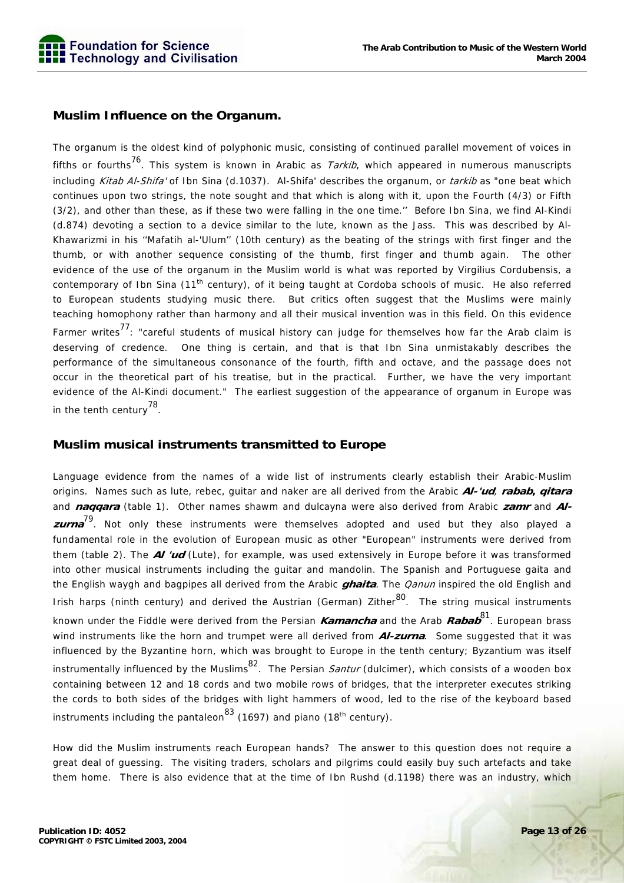## Muslim Influence on the Organum.

The organum is the oldest kind of polyphonic music, consisting of continued parallel movement of voices in fifths or fourths[76]. This system is known in Arabic as *Tarkib*, which appeared in numerous manuscripts including *Kitab Al-Shifa'* of Ibn Sina (d.1037). Al-Shifa' describes the organum, or *tarkib* as "one beat which continues upon two strings, the note sought and that which is along with it, upon the Fourth (4/3) or Fifth (3/2), and other than these, as if these two were falling in the one time.'' Before Ibn Sina, we find Al-Kindi (d.874) devoting a section to a device similar to the lute, known as the Jass. This was described by Al-Khawarizmi in his ''Mafatih al-'Ulum'' (10th century) as the beating of the strings with first finger and the thumb, or with another sequence consisting of the thumb, first finger and thumb again. The other evidence of the use of the organum in the Muslim world is what was reported by Virgilius Cordubensis, a contemporary of Ibn Sina (11th century), of it being taught at Cordoba schools of music. He also referred to European students studying music there. But critics often suggest that the Muslims were mainly teaching homophony rather than harmony and all their musical invention was in this field. On this evidence Farmer writes[77]: "careful students of musical history can judge for themselves how far the Arab claim is deserving of credence. One thing is certain, and that is that Ibn Sina unmistakably describes the performance of the simultaneous consonance of the fourth, fifth and octave, and the passage does not occur in the theoretical part of his treatise, but in the practical. Further, we have the very important evidence of the Al-Kindi document." The earliest suggestion of the appearance of organum in Europe was in the tenth century[78].

## Muslim musical instruments transmitted to Europe

Language evidence from the names of a wide list of instruments clearly establish their Arabic-Muslim origins. Names such as lute, rebec, guitar and naker are all derived from the Arabic ***Al-'ud***, ***rabab, qitara*** and ***naqqara*** (table 1). Other names shawm and dulcayna were also derived from Arabic ***zamr*** and ***Al-zurna***[79]. Not only these instruments were themselves adopted and used but they also played a fundamental role in the evolution of European music as other "European" instruments were derived from them (table 2). The ***Al 'ud*** (Lute), for example, was used extensively in Europe before it was transformed into other musical instruments including the guitar and mandolin. The Spanish and Portuguese gaita and the English waygh and bagpipes all derived from the Arabic ***ghaita***. The *Qanun* inspired the old English and Irish harps (ninth century) and derived the Austrian (German) Zither[80]. The string musical instruments known under the Fiddle were derived from the Persian ***Kamancha*** and the Arab ***Rabab***[81]. European brass wind instruments like the horn and trumpet were all derived from ***Al-zurna***. Some suggested that it was influenced by the Byzantine horn, which was brought to Europe in the tenth century; Byzantium was itself instrumentally influenced by the Muslims[82]. The Persian *Santur* (dulcimer), which consists of a wooden box containing between 12 and 18 cords and two mobile rows of bridges, that the interpreter executes striking the cords to both sides of the bridges with light hammers of wood, led to the rise of the keyboard based instruments including the pantaleon[83] (1697) and piano (18th century).

How did the Muslim instruments reach European hands? The answer to this question does not require a great deal of guessing. The visiting traders, scholars and pilgrims could easily buy such artefacts and take them home. There is also evidence that at the time of Ibn Rushd (d.1198) there was an industry, which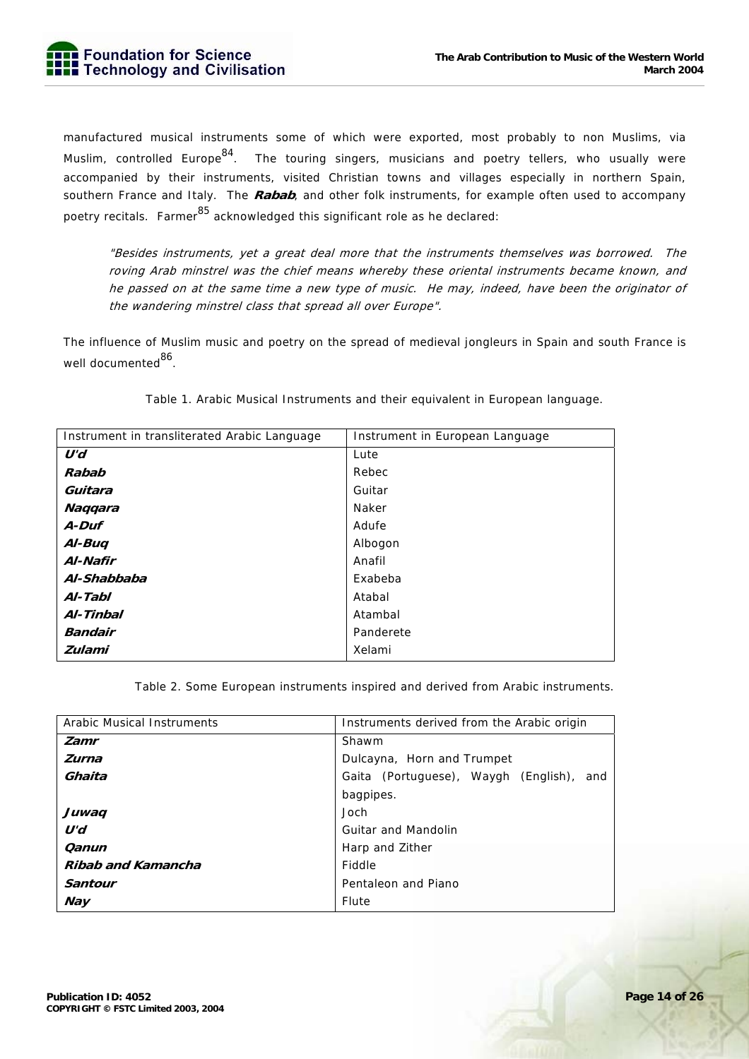manufactured musical instruments some of which were exported, most probably to non Muslims, via Muslim, controlled Europe[84]. The touring singers, musicians and poetry tellers, who usually were accompanied by their instruments, visited Christian towns and villages especially in northern Spain, southern France and Italy. The ***Rabab***, and other folk instruments, for example often used to accompany poetry recitals. Farmer[85] acknowledged this significant role as he declared:

> *"Besides instruments, yet a great deal more that the instruments themselves was borrowed. The roving Arab minstrel was the chief means whereby these oriental instruments became known, and he passed on at the same time a new type of music. He may, indeed, have been the originator of the wandering minstrel class that spread all over Europe".*

The influence of Muslim music and poetry on the spread of medieval jongleurs in Spain and south France is well documented[86].

Table 1. Arabic Musical Instruments and their equivalent in European language.

| Instrument in transliterated Arabic Language | Instrument in European Language |
|---|---|
| ***U'd*** | Lute |
| ***Rabab*** | Rebec |
| ***Guitara*** | Guitar |
| ***Naqqara*** | Naker |
| ***A-Duf*** | Adufe |
| ***Al-Buq*** | Albogon |
| ***Al-Nafir*** | Anafil |
| ***Al-Shabbaba*** | Exabeba |
| ***Al-Tabl*** | Atabal |
| ***Al-Tinbal*** | Atambal |
| ***Bandair*** | Panderete |
| ***Zulami*** | Xelami |

Table 2. Some European instruments inspired and derived from Arabic instruments.

| Arabic Musical Instruments | Instruments derived from the Arabic origin |
|---|---|
| ***Zamr*** | Shawm |
| ***Zurna*** | Dulcayna, Horn and Trumpet |
| ***Ghaita*** | Gaita (Portuguese), Waygh (English), and bagpipes. |
| ***Juwaq*** | Joch |
| ***U'd*** | Guitar and Mandolin |
| ***Qanun*** | Harp and Zither |
| ***Ribab and Kamancha*** | Fiddle |
| ***Santour*** | Pentaleon and Piano |
| ***Nay*** | Flute |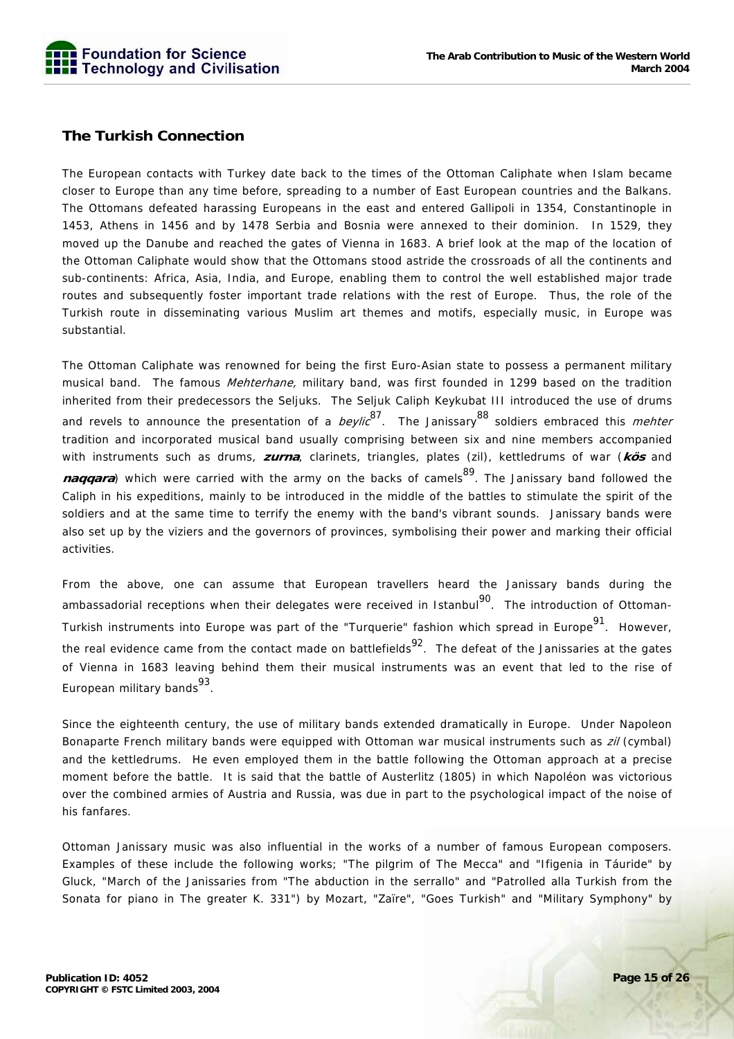## The Turkish Connection

The European contacts with Turkey date back to the times of the Ottoman Caliphate when Islam became closer to Europe than any time before, spreading to a number of East European countries and the Balkans. The Ottomans defeated harassing Europeans in the east and entered Gallipoli in 1354, Constantinople in 1453, Athens in 1456 and by 1478 Serbia and Bosnia were annexed to their dominion. In 1529, they moved up the Danube and reached the gates of Vienna in 1683. A brief look at the map of the location of the Ottoman Caliphate would show that the Ottomans stood astride the crossroads of all the continents and sub-continents: Africa, Asia, India, and Europe, enabling them to control the well established major trade routes and subsequently foster important trade relations with the rest of Europe. Thus, the role of the Turkish route in disseminating various Muslim art themes and motifs, especially music, in Europe was substantial.

The Ottoman Caliphate was renowned for being the first Euro-Asian state to possess a permanent military musical band. The famous *Mehterhane,* military band, was first founded in 1299 based on the tradition inherited from their predecessors the Seljuks. The Seljuk Caliph Keykubat III introduced the use of drums and revels to announce the presentation of a *beylic*[87]. The Janissary[88] soldiers embraced this *mehter* tradition and incorporated musical band usually comprising between six and nine members accompanied with instruments such as drums, ***zurna***, clarinets, triangles, plates (zil), kettledrums of war (***kös*** and ***naqqara***) which were carried with the army on the backs of camels[89]. The Janissary band followed the Caliph in his expeditions, mainly to be introduced in the middle of the battles to stimulate the spirit of the soldiers and at the same time to terrify the enemy with the band's vibrant sounds. Janissary bands were also set up by the viziers and the governors of provinces, symbolising their power and marking their official activities.

From the above, one can assume that European travellers heard the Janissary bands during the ambassadorial receptions when their delegates were received in Istanbul[90]. The introduction of Ottoman-Turkish instruments into Europe was part of the "Turquerie" fashion which spread in Europe[91]. However, the real evidence came from the contact made on battlefields[92]. The defeat of the Janissaries at the gates of Vienna in 1683 leaving behind them their musical instruments was an event that led to the rise of European military bands[93].

Since the eighteenth century, the use of military bands extended dramatically in Europe. Under Napoleon Bonaparte French military bands were equipped with Ottoman war musical instruments such as *zil* (cymbal) and the kettledrums. He even employed them in the battle following the Ottoman approach at a precise moment before the battle. It is said that the battle of Austerlitz (1805) in which Napoléon was victorious over the combined armies of Austria and Russia, was due in part to the psychological impact of the noise of his fanfares.

Ottoman Janissary music was also influential in the works of a number of famous European composers. Examples of these include the following works; "The pilgrim of The Mecca" and "Ifigenia in Táuride" by Gluck, "March of the Janissaries from "The abduction in the serrallo" and "Patrolled alla Turkish from the Sonata for piano in The greater K. 331") by Mozart, "Zaïre", "Goes Turkish" and "Military Symphony" by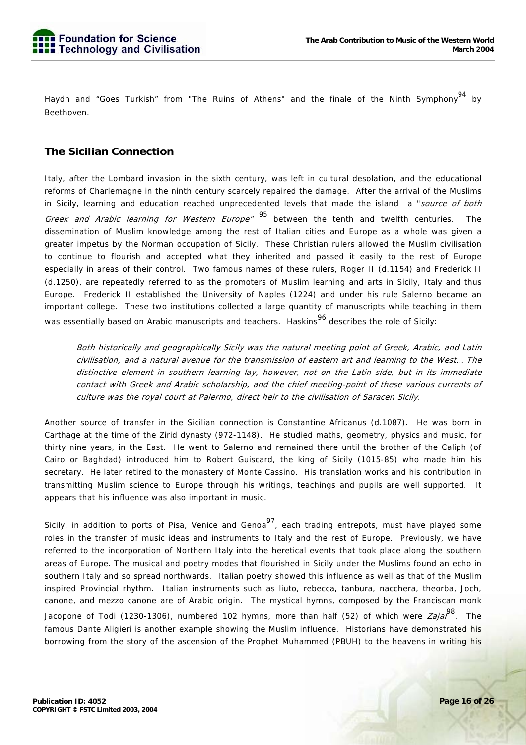Haydn and "Goes Turkish" from "The Ruins of Athens" and the finale of the Ninth Symphony[94] by Beethoven.

## The Sicilian Connection

Italy, after the Lombard invasion in the sixth century, was left in cultural desolation, and the educational reforms of Charlemagne in the ninth century scarcely repaired the damage. After the arrival of the Muslims in Sicily, learning and education reached unprecedented levels that made the island a "*source of both Greek and Arabic learning for Western Europe*" [95] between the tenth and twelfth centuries. The dissemination of Muslim knowledge among the rest of Italian cities and Europe as a whole was given a greater impetus by the Norman occupation of Sicily. These Christian rulers allowed the Muslim civilisation to continue to flourish and accepted what they inherited and passed it easily to the rest of Europe especially in areas of their control. Two famous names of these rulers, Roger II (d.1154) and Frederick II (d.1250), are repeatedly referred to as the promoters of Muslim learning and arts in Sicily, Italy and thus Europe. Frederick II established the University of Naples (1224) and under his rule Salerno became an important college. These two institutions collected a large quantity of manuscripts while teaching in them was essentially based on Arabic manuscripts and teachers. Haskins[96] describes the role of Sicily:

> *Both historically and geographically Sicily was the natural meeting point of Greek, Arabic, and Latin civilisation, and a natural avenue for the transmission of eastern art and learning to the West... The distinctive element in southern learning lay, however, not on the Latin side, but in its immediate contact with Greek and Arabic scholarship, and the chief meeting-point of these various currents of culture was the royal court at Palermo, direct heir to the civilisation of Saracen Sicily.*

Another source of transfer in the Sicilian connection is Constantine Africanus (d.1087). He was born in Carthage at the time of the Zirid dynasty (972-1148). He studied maths, geometry, physics and music, for thirty nine years, in the East. He went to Salerno and remained there until the brother of the Caliph (of Cairo or Baghdad) introduced him to Robert Guiscard, the king of Sicily (1015-85) who made him his secretary. He later retired to the monastery of Monte Cassino. His translation works and his contribution in transmitting Muslim science to Europe through his writings, teachings and pupils are well supported. It appears that his influence was also important in music.

Sicily, in addition to ports of Pisa, Venice and Genoa[97], each trading entrepots, must have played some roles in the transfer of music ideas and instruments to Italy and the rest of Europe. Previously, we have referred to the incorporation of Northern Italy into the heretical events that took place along the southern areas of Europe. The musical and poetry modes that flourished in Sicily under the Muslims found an echo in southern Italy and so spread northwards. Italian poetry showed this influence as well as that of the Muslim inspired Provincial rhythm. Italian instruments such as liuto, rebecca, tanbura, nacchera, theorba, Joch, canone, and mezzo canone are of Arabic origin. The mystical hymns, composed by the Franciscan monk Jacopone of Todi (1230-1306), numbered 102 hymns, more than half (52) of which were *Zajal*[98]. The famous Dante Aligieri is another example showing the Muslim influence. Historians have demonstrated his borrowing from the story of the ascension of the Prophet Muhammed (PBUH) to the heavens in writing his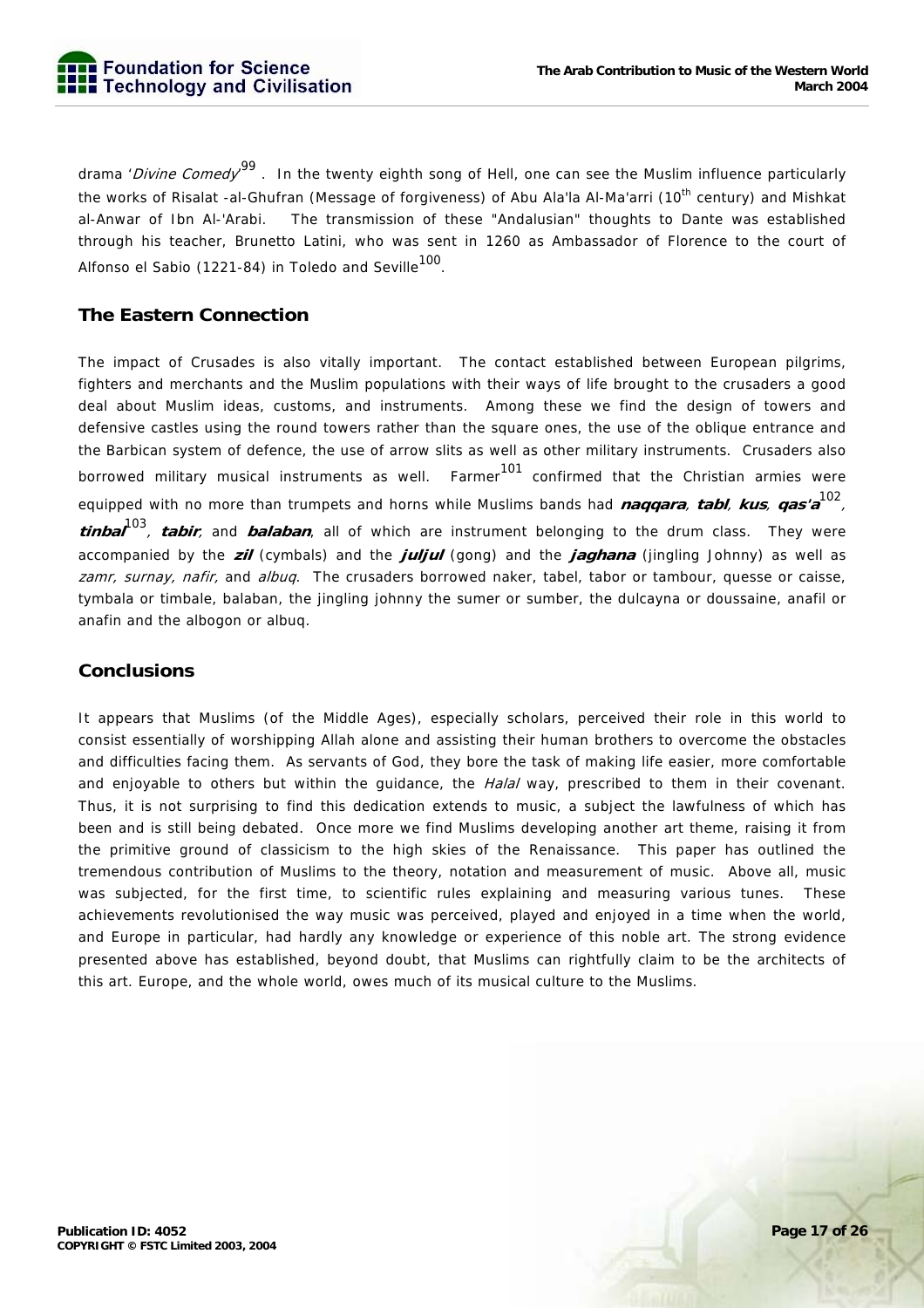drama '*Divine Comedy*'[99] . In the twenty eighth song of Hell, one can see the Muslim influence particularly the works of Risalat -al-Ghufran (Message of forgiveness) of Abu Ala'la Al-Ma'arri (10th century) and Mishkat al-Anwar of Ibn Al-'Arabi. The transmission of these "Andalusian" thoughts to Dante was established through his teacher, Brunetto Latini, who was sent in 1260 as Ambassador of Florence to the court of Alfonso el Sabio (1221-84) in Toledo and Seville[100].

## The Eastern Connection

The impact of Crusades is also vitally important. The contact established between European pilgrims, fighters and merchants and the Muslim populations with their ways of life brought to the crusaders a good deal about Muslim ideas, customs, and instruments. Among these we find the design of towers and defensive castles using the round towers rather than the square ones, the use of the oblique entrance and the Barbican system of defence, the use of arrow slits as well as other military instruments. Crusaders also borrowed military musical instruments as well. Farmer[101] confirmed that the Christian armies were equipped with no more than trumpets and horns while Muslims bands had ***naqqara***, ***tabl***, ***kus***, ***qas'a***[102], ***tinbal***[103], ***tabir***, and ***balaban***, all of which are instrument belonging to the drum class. They were accompanied by the ***zil*** (cymbals) and the ***juljul*** (gong) and the ***jaghana*** (jingling Johnny) as well as *zamr, surnay, nafir,* and *albuq*. The crusaders borrowed naker, tabel, tabor or tambour, quesse or caisse, tymbala or timbale, balaban, the jingling johnny the sumer or sumber, the dulcayna or doussaine, anafil or anafin and the albogon or albuq.

## Conclusions

It appears that Muslims (of the Middle Ages), especially scholars, perceived their role in this world to consist essentially of worshipping Allah alone and assisting their human brothers to overcome the obstacles and difficulties facing them. As servants of God, they bore the task of making life easier, more comfortable and enjoyable to others but within the guidance, the *Halal* way, prescribed to them in their covenant. Thus, it is not surprising to find this dedication extends to music, a subject the lawfulness of which has been and is still being debated. Once more we find Muslims developing another art theme, raising it from the primitive ground of classicism to the high skies of the Renaissance. This paper has outlined the tremendous contribution of Muslims to the theory, notation and measurement of music. Above all, music was subjected, for the first time, to scientific rules explaining and measuring various tunes. These achievements revolutionised the way music was perceived, played and enjoyed in a time when the world, and Europe in particular, had hardly any knowledge or experience of this noble art. The strong evidence presented above has established, beyond doubt, that Muslims can rightfully claim to be the architects of this art. Europe, and the whole world, owes much of its musical culture to the Muslims.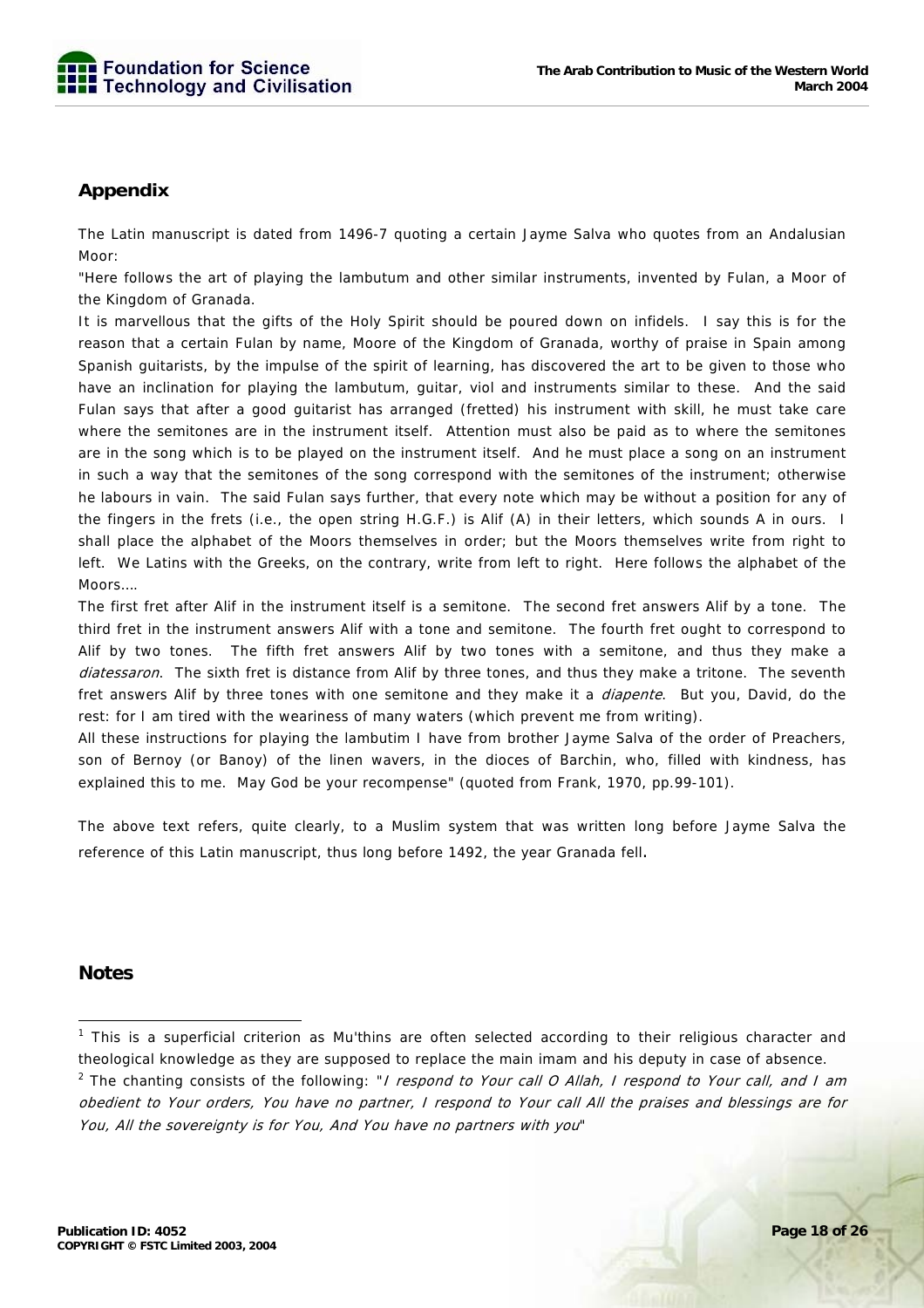## Appendix

The Latin manuscript is dated from 1496-7 quoting a certain Jayme Salva who quotes from an Andalusian Moor:

"Here follows the art of playing the lambutum and other similar instruments, invented by Fulan, a Moor of the Kingdom of Granada.

It is marvellous that the gifts of the Holy Spirit should be poured down on infidels. I say this is for the reason that a certain Fulan by name, Moore of the Kingdom of Granada, worthy of praise in Spain among Spanish guitarists, by the impulse of the spirit of learning, has discovered the art to be given to those who have an inclination for playing the lambutum, guitar, viol and instruments similar to these. And the said Fulan says that after a good guitarist has arranged (fretted) his instrument with skill, he must take care where the semitones are in the instrument itself. Attention must also be paid as to where the semitones are in the song which is to be played on the instrument itself. And he must place a song on an instrument in such a way that the semitones of the song correspond with the semitones of the instrument; otherwise he labours in vain. The said Fulan says further, that every note which may be without a position for any of the fingers in the frets (i.e., the open string H.G.F.) is Alif (A) in their letters, which sounds A in ours. I shall place the alphabet of the Moors themselves in order; but the Moors themselves write from right to left. We Latins with the Greeks, on the contrary, write from left to right. Here follows the alphabet of the Moors….

The first fret after Alif in the instrument itself is a semitone. The second fret answers Alif by a tone. The third fret in the instrument answers Alif with a tone and semitone. The fourth fret ought to correspond to Alif by two tones. The fifth fret answers Alif by two tones with a semitone, and thus they make a *diatessaron*. The sixth fret is distance from Alif by three tones, and thus they make a tritone. The seventh fret answers Alif by three tones with one semitone and they make it a *diapente*. But you, David, do the rest: for I am tired with the weariness of many waters (which prevent me from writing).

All these instructions for playing the lambutim I have from brother Jayme Salva of the order of Preachers, son of Bernoy (or Banoy) of the linen wavers, in the dioces of Barchin, who, filled with kindness, has explained this to me. May God be your recompense" (quoted from Frank, 1970, pp.99-101).

The above text refers, quite clearly, to a Muslim system that was written long before Jayme Salva the reference of this Latin manuscript, thus long before 1492, the year Granada fell.

## Notes

[1] This is a superficial criterion as Mu'thins are often selected according to their religious character and theological knowledge as they are supposed to replace the main imam and his deputy in case of absence.

[2] The chanting consists of the following: "*I respond to Your call O Allah, I respond to Your call, and I am obedient to Your orders, You have no partner, I respond to Your call All the praises and blessings are for You, All the sovereignty is for You, And You have no partners with you*"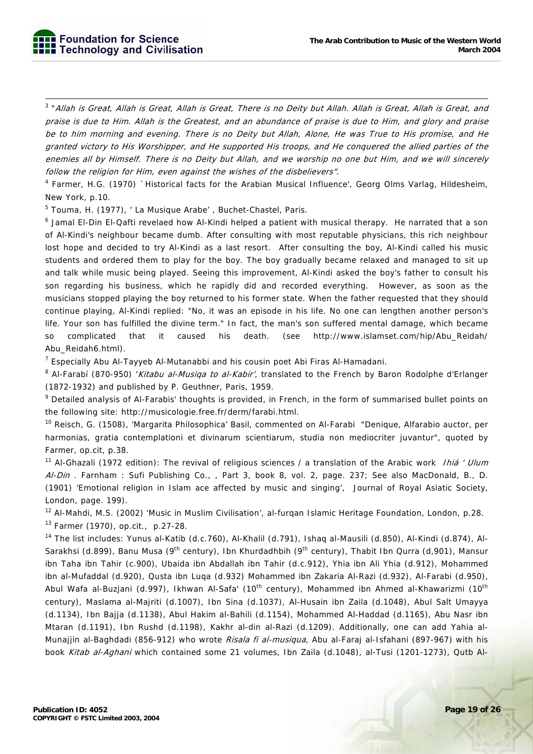[3] "*Allah is Great, Allah is Great, Allah is Great, There is no Deity but Allah. Allah is Great, Allah is Great, and praise is due to Him. Allah is the Greatest, and an abundance of praise is due to Him, and glory and praise be to him morning and evening. There is no Deity but Allah, Alone, He was True to His promise, and He granted victory to His Worshipper, and He supported His troops, and He conquered the allied parties of the enemies all by Himself. There is no Deity but Allah, and we worship no one but Him, and we will sincerely follow the religion for Him, even against the wishes of the disbelievers*".

[4] Farmer, H.G. (1970) `Historical facts for the Arabian Musical Influence', Georg Olms Varlag, Hildesheim, New York, p.10.

[5] Touma, H. (1977), ' La Musique Arabe' , Buchet-Chastel, Paris.

[6] Jamal El-Din El-Qafti revelaed how Al-Kindi helped a patient with musical therapy. He narrated that a son of Al-Kindi's neighbour became dumb. After consulting with most reputable physicians, this rich neighbour lost hope and decided to try Al-Kindi as a last resort. After consulting the boy, Al-Kindi called his music students and ordered them to play for the boy. The boy gradually became relaxed and managed to sit up and talk while music being played. Seeing this improvement, Al-Kindi asked the boy's father to consult his son regarding his business, which he rapidly did and recorded everything. However, as soon as the musicians stopped playing the boy returned to his former state. When the father requested that they should continue playing, Al-Kindi replied: "No, it was an episode in his life. No one can lengthen another person's life. Your son has fulfilled the divine term." In fact, the man's son suffered mental damage, which became so complicated that it caused his death. (see http://www.islamset.com/hip/Abu_Reidah/Abu_Reidah6.html).

[7] Especially Abu Al-Tayyeb Al-Mutanabbi and his cousin poet Abi Firas Al-Hamadani.

[8] Al-Farabí (870-950) '*Kitabu al-Musiqa to al-Kabir',* translated to the French by Baron Rodolphe d'Erlanger (1872-1932) and published by P. Geuthner, Paris, 1959.

[9] Detailed analysis of Al-Farabis' thoughts is provided, in French, in the form of summarised bullet points on the following site: http://musicologie.free.fr/derm/farabi.html.

[10] Reisch, G. (1508), 'Margarita Philosophica' Basil, commented on Al-Farabi "Denique, Alfarabio auctor, per harmonias, gratia contemplationi et divinarum scientiarum, studia non mediocriter juvantur", quoted by Farmer, op.cit, p.38.

[11] Al-Ghazali (1972 edition): The revival of religious sciences / a translation of the Arabic work *Ihiá ' Ulum Al-Din* . Farnham : Sufi Publishing Co., , Part 3, book 8, vol. 2, page. 237; See also MacDonald, B., D. (1901) 'Emotional religion in Islam ace affected by music and singing', Journal of Royal Asiatic Society, London, page. 199).

[12] Al-Mahdi, M.S. (2002) 'Music in Muslim Civilisation', al-furqan Islamic Heritage Foundation, London, p.28.

[13] Farmer (1970), op.cit., p.27-28.

[14] The list includes: Yunus al-Katib (d.c.760), Al-Khalil (d.791), Ishaq al-Mausili (d.850), Al-Kindi (d.874), Al-Sarakhsi (d.899), Banu Musa (9th century), Ibn Khurdadhbih (9th century), Thabit Ibn Qurra (d,901), Mansur ibn Taha ibn Tahir (c.900), Ubaida ibn Abdallah ibn Tahir (d.c.912), Yhia ibn Ali Yhia (d.912), Mohammed ibn al-Mufaddal (d.920), Qusta ibn Luqa (d.932) Mohammed ibn Zakaria Al-Razi (d.932), Al-Farabi (d.950), Abul Wafa al-Buzjani (d.997), Ikhwan Al-Safa' (10th century), Mohammed ibn Ahmed al-Khawarizmi (10th century), Maslama al-Majriti (d.1007), Ibn Sina (d.1037), Al-Husain ibn Zaila (d.1048), Abul Salt Umayya (d.1134), Ibn Bajja (d.1138), Abul Hakim al-Bahili (d.1154), Mohammed Al-Haddad (d.1165), Abu Nasr ibn Mtaran (d.1191), Ibn Rushd (d.1198), Kakhr al-din al-Razi (d.1209). Additionally, one can add Yahia al-Munajjin al-Baghdadi (856-912) who wrote *Risala fi al-musiqua*, Abu al-Faraj al-Isfahani (897-967) with his book *Kitab al-Aghani* which contained some 21 volumes, Ibn Zaila (d.1048), al-Tusi (1201-1273), Qutb Al-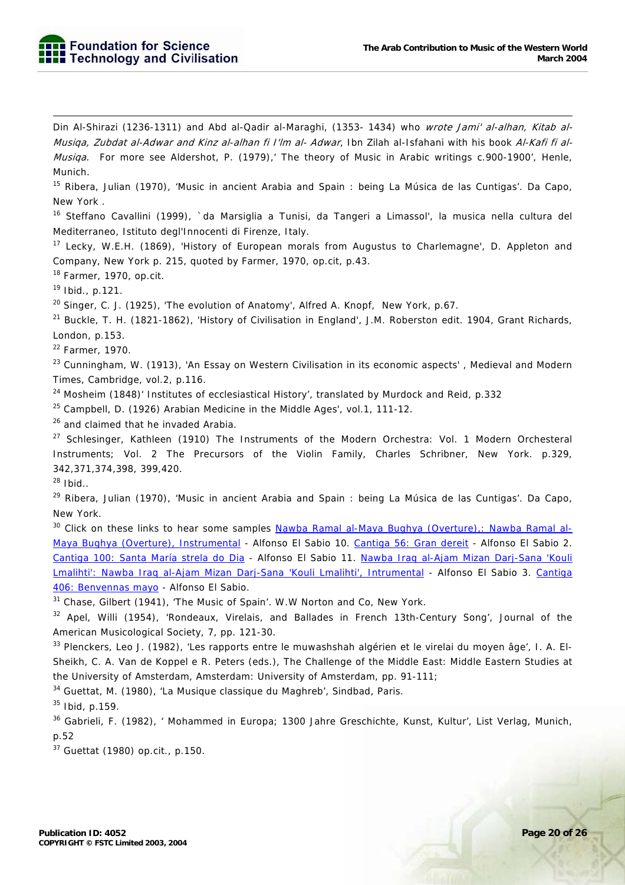Din Al-Shirazi (1236-1311) and Abd al-Qadir al-Maraghi, (1353- 1434) who *wrote Jami' al-alhan, Kitab al-Musiqa, Zubdat al-Adwar and Kinz al-alhan fi I'lm al- Adwar*, Ibn Zilah al-Isfahani with his book *Al-Kafi fi al-Musiqa.* For more see Aldershot, P. (1979),' The theory of Music in Arabic writings c.900-1900', Henle, Munich.

[15] Ribera, Julian (1970), 'Music in ancient Arabia and Spain : being La Música de las Cuntigas'. Da Capo, New York .

[16] Steffano Cavallini (1999), `da Marsiglia a Tunisi, da Tangeri a Limassol', la musica nella cultura del Mediterraneo, Istituto degl'Innocenti di Firenze, Italy.

[17] Lecky, W.E.H. (1869), 'History of European morals from Augustus to Charlemagne', D. Appleton and Company, New York p. 215, quoted by Farmer, 1970, op.cit, p.43.

[18] Farmer, 1970, op.cit.

[19] Ibid., p.121.

[20] Singer, C. J. (1925), 'The evolution of Anatomy', Alfred A. Knopf, New York, p.67.

[21] Buckle, T. H. (1821-1862), 'History of Civilisation in England', J.M. Roberston edit. 1904, Grant Richards, London, p.153.

[22] Farmer, 1970.

[23] Cunningham, W. (1913), 'An Essay on Western Civilisation in its economic aspects' , Medieval and Modern Times, Cambridge, vol.2, p.116.

[24] Mosheim (1848)' Institutes of ecclesiastical History', translated by Murdock and Reid, p.332

[25] Campbell, D. (1926) Arabian Medicine in the Middle Ages', vol.1, 111-12.

[26] and claimed that he invaded Arabia.

[27] Schlesinger, Kathleen (1910) The Instruments of the Modern Orchestra: Vol. 1 Modern Orchesteral Instruments; Vol. 2 The Precursors of the Violin Family, Charles Schribner, New York. p.329, 342,371,374,398, 399,420.

[28] Ibid..

[29] Ribera, Julian (1970), 'Music in ancient Arabia and Spain : being La Música de las Cuntigas'. Da Capo, New York.

[30] Click on these links to hear some samples Nawba Ramal al-Maya Bughya (Overture),: Nawba Ramal al-Maya Bughya (Overture), Instrumental - Alfonso El Sabio 10. Cantiga 56: Gran dereit - Alfonso El Sabio 2. Cantiga 100: Santa María strela do Dia - Alfonso El Sabio 11. Nawba Iraq al-Ajam Mizan Darj-Sana 'Kouli Lmalihti': Nawba Iraq al-Ajam Mizan Darj-Sana 'Kouli Lmalihti', Intrumental - Alfonso El Sabio 3. Cantiga 406: Benvennas mayo - Alfonso El Sabio.

[31] Chase, Gilbert (1941), 'The Music of Spain'. W.W Norton and Co, New York.

[32] Apel, Willi (1954), 'Rondeaux, Virelais, and Ballades in French 13th-Century Song', Journal of the American Musicological Society, 7, pp. 121-30.

[33] Plenckers, Leo J. (1982), 'Les rapports entre le muwashshah algérien et le virelai du moyen âge', I. A. El-Sheikh, C. A. Van de Koppel e R. Peters (eds.), The Challenge of the Middle East: Middle Eastern Studies at the University of Amsterdam, Amsterdam: University of Amsterdam, pp. 91-111;

[34] Guettat, M. (1980), 'La Musique classique du Maghreb', Sindbad, Paris.

[35] Ibid, p.159.

[36] Gabrieli, F. (1982), ' Mohammed in Europa; 1300 Jahre Greschichte, Kunst, Kultur', List Verlag, Munich, p.52

[37] Guettat (1980) op.cit., p.150.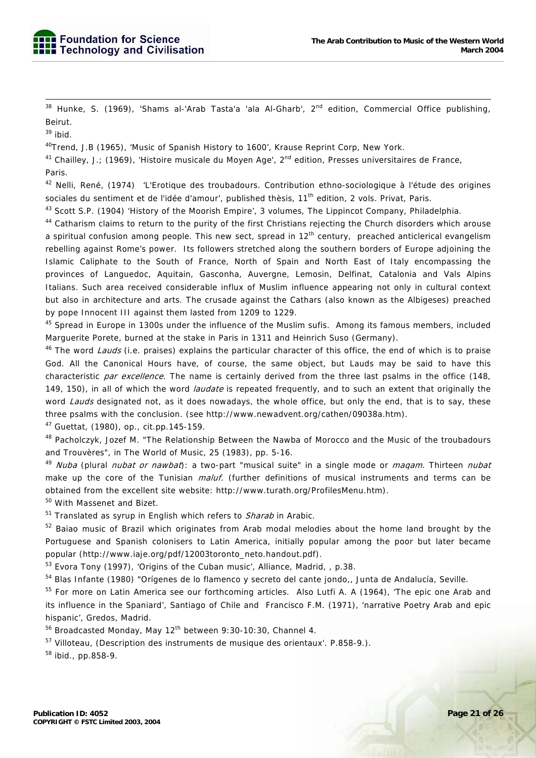[38] Hunke, S. (1969), 'Shams al-'Arab Tasta'a 'ala Al-Gharb', 2nd edition, Commercial Office publishing, Beirut.

[39] ibid.

[40] Trend, J.B (1965), 'Music of Spanish History to 1600', Krause Reprint Corp, New York.

[41] Chailley, J.; (1969), 'Histoire musicale du Moyen Age', 2nd edition, Presses universitaires de France, Paris.

[42] Nelli, René, (1974) 'L'Erotique des troubadours. Contribution ethno-sociologique à l'étude des origines sociales du sentiment et de l'idée d'amour', published thèsis, 11th edition, 2 vols. Privat, Paris.

[43] Scott S.P. (1904) 'History of the Moorish Empire', 3 volumes, The Lippincot Company, Philadelphia.

[44] Catharism claims to return to the purity of the first Christians rejecting the Church disorders which arouse a spiritual confusion among people. This new sect, spread in 12th century, preached anticlerical evangelism rebelling against Rome's power. Its followers stretched along the southern borders of Europe adjoining the Islamic Caliphate to the South of France, North of Spain and North East of Italy encompassing the provinces of Languedoc, Aquitain, Gasconha, Auvergne, Lemosin, Delfinat, Catalonia and Vals Alpins Italians. Such area received considerable influx of Muslim influence appearing not only in cultural context but also in architecture and arts. The crusade against the Cathars (also known as the Albigeses) preached by pope Innocent III against them lasted from 1209 to 1229.

[45] Spread in Europe in 1300s under the influence of the Muslim sufis. Among its famous members, included Marguerite Porete, burned at the stake in Paris in 1311 and Heinrich Suso (Germany).

[46] The word *Lauds* (i.e. praises) explains the particular character of this office, the end of which is to praise God. All the Canonical Hours have, of course, the same object, but Lauds may be said to have this characteristic *par excellence*. The name is certainly derived from the three last psalms in the office (148, 149, 150), in all of which the word *laudate* is repeated frequently, and to such an extent that originally the word *Lauds* designated not, as it does nowadays, the whole office, but only the end, that is to say, these three psalms with the conclusion. (see http://www.newadvent.org/cathen/09038a.htm).

[47] Guettat, (1980), op., cit.pp.145-159.

[48] Pacholczyk, Jozef M. "The Relationship Between the Nawba of Morocco and the Music of the troubadours and Trouvères", in The World of Music, 25 (1983), pp. 5-16.

[49] *Nuba* (plural *nubat or nawbat*): a two-part "musical suite" in a single mode or *maqam*. Thirteen *nubat* make up the core of the Tunisian *maluf*. (further definitions of musical instruments and terms can be obtained from the excellent site website: http://www.turath.org/ProfilesMenu.htm).

[50] With Massenet and Bizet.

[51] Translated as syrup in English which refers to *Sharab* in Arabic.

[52] Baiao music of Brazil which originates from Arab modal melodies about the home land brought by the Portuguese and Spanish colonisers to Latin America, initially popular among the poor but later became popular (http://www.iaje.org/pdf/12003toronto_neto.handout.pdf).

[53] Evora Tony (1997), 'Origins of the Cuban music', Alliance, Madrid, , p.38.

[54] Blas Infante (1980) "Orígenes de lo flamenco y secreto del cante jondo,, Junta de Andalucía, Seville.

[55] For more on Latin America see our forthcoming articles. Also Lutfi A. A (1964), 'The epic one Arab and its influence in the Spaniard', Santiago of Chile and Francisco F.M. (1971), 'narrative Poetry Arab and epic hispanic', Gredos, Madrid.

[56] Broadcasted Monday, May 12th between 9:30-10:30, Channel 4.

[57] Villoteau, (Description des instruments de musique des orientaux'. P.858-9.).

[58] ibid., pp.858-9.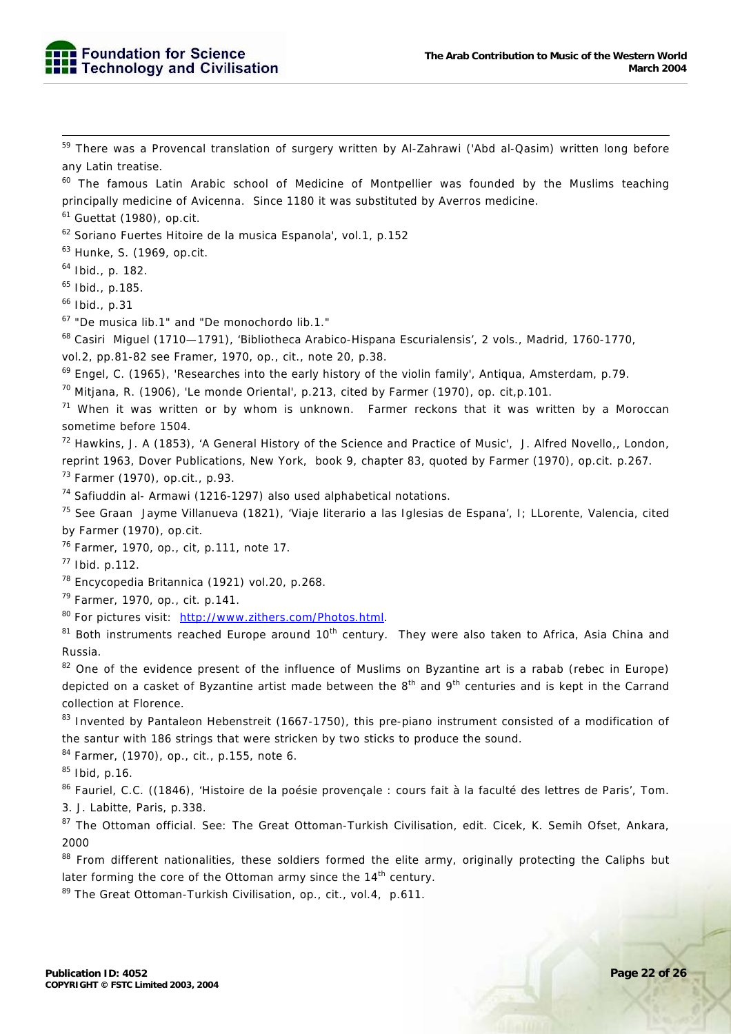[59] There was a Provencal translation of surgery written by Al-Zahrawi ('Abd al-Qasim) written long before any Latin treatise.

[60] The famous Latin Arabic school of Medicine of Montpellier was founded by the Muslims teaching principally medicine of Avicenna. Since 1180 it was substituted by Averros medicine.

[61] Guettat (1980), op.cit.

[62] Soriano Fuertes Hitoire de la musica Espanola', vol.1, p.152

[63] Hunke, S. (1969, op.cit.

[64] Ibid., p. 182.

[65] Ibid., p.185.

[66] Ibid., p.31

[67] "De musica lib.1" and "De monochordo lib.1."

[68] Casiri Miguel (1710—1791), 'Bibliotheca Arabico-Hispana Escurialensis', 2 vols., Madrid, 1760-1770, vol.2, pp.81-82 see Framer, 1970, op., cit., note 20, p.38.

[69] Engel, C. (1965), 'Researches into the early history of the violin family', Antiqua, Amsterdam, p.79.

[70] Mitjana, R. (1906), 'Le monde Oriental', p.213, cited by Farmer (1970), op. cit,p.101.

[71] When it was written or by whom is unknown. Farmer reckons that it was written by a Moroccan sometime before 1504.

[72] Hawkins, J. A (1853), 'A General History of the Science and Practice of Music', J. Alfred Novello,, London, reprint 1963, Dover Publications, New York, book 9, chapter 83, quoted by Farmer (1970), op.cit. p.267.

[73] Farmer (1970), op.cit., p.93.

[74] Safiuddin al- Armawi (1216-1297) also used alphabetical notations.

[75] See Graan Jayme Villanueva (1821), 'Viaje literario a las Iglesias de Espana', I; LLorente, Valencia, cited by Farmer (1970), op.cit.

[76] Farmer, 1970, op., cit, p.111, note 17.

[77] Ibid. p.112.

[78] Encycopedia Britannica (1921) vol.20, p.268.

[79] Farmer, 1970, op., cit. p.141.

[80] For pictures visit: http://www.zithers.com/Photos.html.

[81] Both instruments reached Europe around 10th century. They were also taken to Africa, Asia China and Russia.

[82] One of the evidence present of the influence of Muslims on Byzantine art is a rabab (rebec in Europe) depicted on a casket of Byzantine artist made between the 8th and 9th centuries and is kept in the Carrand collection at Florence.

[83] Invented by Pantaleon Hebenstreit (1667-1750), this pre-piano instrument consisted of a modification of the santur with 186 strings that were stricken by two sticks to produce the sound.

[84] Farmer, (1970), op., cit., p.155, note 6.

[85] Ibid, p.16.

[86] Fauriel, C.C. ((1846), 'Histoire de la poésie provençale : cours fait à la faculté des lettres de Paris', Tom. 3. J. Labitte, Paris, p.338.

[87] The Ottoman official. See: The Great Ottoman-Turkish Civilisation, edit. Cicek, K. Semih Ofset, Ankara, 2000

[88] From different nationalities, these soldiers formed the elite army, originally protecting the Caliphs but later forming the core of the Ottoman army since the 14th century.

[89] The Great Ottoman-Turkish Civilisation, op., cit., vol.4, p.611.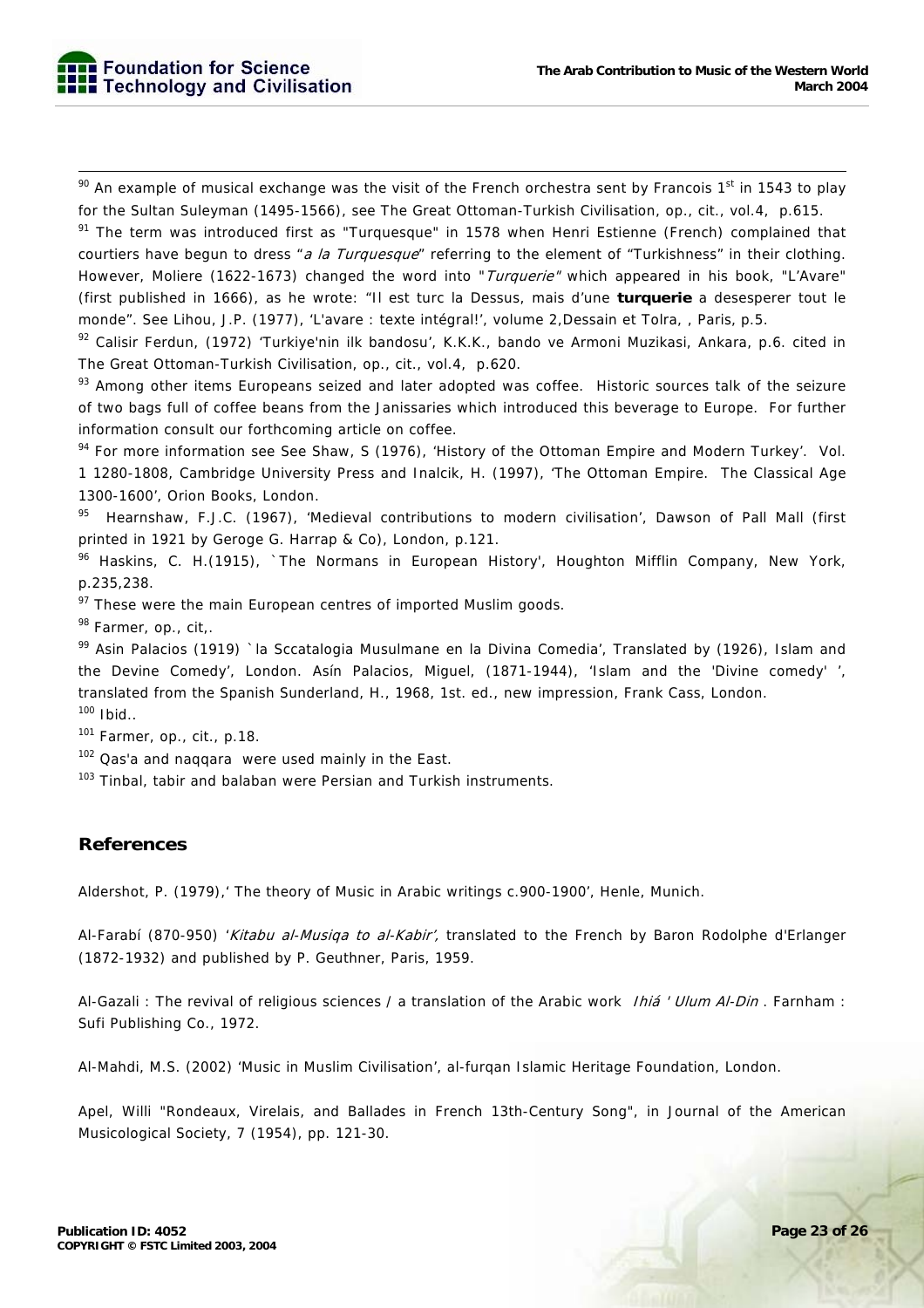[90] An example of musical exchange was the visit of the French orchestra sent by Francois 1st in 1543 to play for the Sultan Suleyman (1495-1566), see The Great Ottoman-Turkish Civilisation, op., cit., vol.4, p.615.

[91] The term was introduced first as "Turquesque" in 1578 when Henri Estienne (French) complained that courtiers have begun to dress "*a la Turquesque*" referring to the element of "Turkishness" in their clothing. However, Moliere (1622-1673) changed the word into "*Turquerie*" which appeared in his book, "L'Avare" (first published in 1666), as he wrote: "Il est turc la Dessus, mais d'une **turquerie** a desesperer tout le monde". See Lihou, J.P. (1977), 'L'avare : texte intégral!', volume 2,Dessain et Tolra, , Paris, p.5.

[92] Calisir Ferdun, (1972) 'Turkiye'nin ilk bandosu', K.K.K., bando ve Armoni Muzikasi, Ankara, p.6. cited in The Great Ottoman-Turkish Civilisation, op., cit., vol.4, p.620.

[93] Among other items Europeans seized and later adopted was coffee. Historic sources talk of the seizure of two bags full of coffee beans from the Janissaries which introduced this beverage to Europe. For further information consult our forthcoming article on coffee.

[94] For more information see See Shaw, S (1976), 'History of the Ottoman Empire and Modern Turkey'. Vol. 1 1280-1808, Cambridge University Press and Inalcik, H. (1997), 'The Ottoman Empire. The Classical Age 1300-1600', Orion Books, London.

[95] Hearnshaw, F.J.C. (1967), 'Medieval contributions to modern civilisation', Dawson of Pall Mall (first printed in 1921 by Geroge G. Harrap & Co), London, p.121.

[96] Haskins, C. H.(1915), `The Normans in European History', Houghton Mifflin Company, New York, p.235,238.

[97] These were the main European centres of imported Muslim goods.

[98] Farmer, op., cit,.

[99] Asin Palacios (1919) `la Sccatalogia Musulmane en la Divina Comedia', Translated by (1926), Islam and the Devine Comedy', London. Asín Palacios, Miguel, (1871-1944), 'Islam and the 'Divine comedy' ', translated from the Spanish Sunderland, H., 1968, 1st. ed., new impression, Frank Cass, London.

[100] Ibid..

[101] Farmer, op., cit., p.18.

[102] Qas'a and naqqara were used mainly in the East.

[103] Tinbal, tabir and balaban were Persian and Turkish instruments.

## References

Aldershot, P. (1979),' The theory of Music in Arabic writings c.900-1900', Henle, Munich.

Al-Farabí (870-950) '*Kitabu al-Musiqa to al-Kabir',* translated to the French by Baron Rodolphe d'Erlanger (1872-1932) and published by P. Geuthner, Paris, 1959.

Al-Gazali : The revival of religious sciences / a translation of the Arabic work *Ihiá ' Ulum Al-Din* . Farnham : Sufi Publishing Co., 1972.

Al-Mahdi, M.S. (2002) 'Music in Muslim Civilisation', al-furqan Islamic Heritage Foundation, London.

Apel, Willi "Rondeaux, Virelais, and Ballades in French 13th-Century Song", in Journal of the American Musicological Society, 7 (1954), pp. 121-30.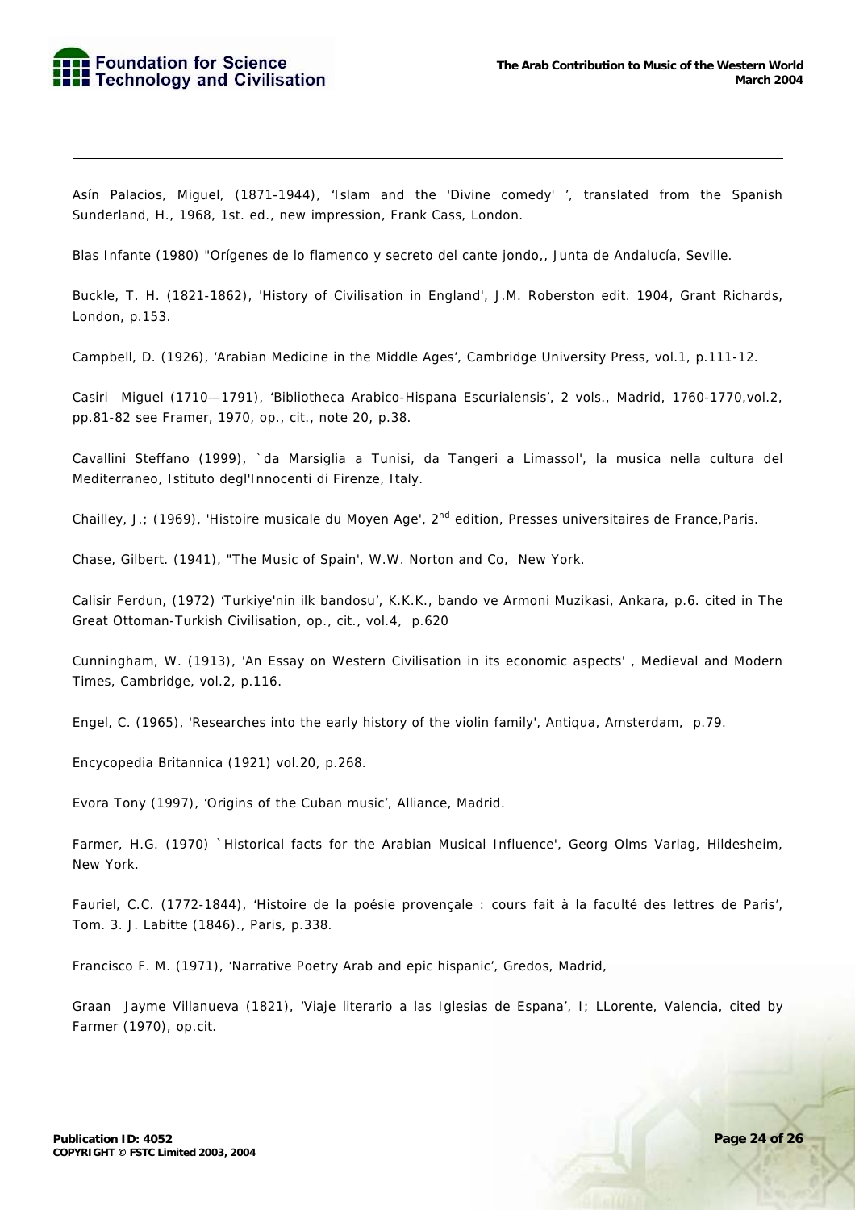Asín Palacios, Miguel, (1871-1944), 'Islam and the 'Divine comedy' ', translated from the Spanish Sunderland, H., 1968, 1st. ed., new impression, Frank Cass, London.

Blas Infante (1980) "Orígenes de lo flamenco y secreto del cante jondo,, Junta de Andalucía, Seville.

Buckle, T. H. (1821-1862), 'History of Civilisation in England', J.M. Roberston edit. 1904, Grant Richards, London, p.153.

Campbell, D. (1926), 'Arabian Medicine in the Middle Ages', Cambridge University Press, vol.1, p.111-12.

Casiri Miguel (1710—1791), 'Bibliotheca Arabico-Hispana Escurialensis', 2 vols., Madrid, 1760-1770,vol.2, pp.81-82 see Framer, 1970, op., cit., note 20, p.38.

Cavallini Steffano (1999), `da Marsiglia a Tunisi, da Tangeri a Limassol', la musica nella cultura del Mediterraneo, Istituto degl'Innocenti di Firenze, Italy.

Chailley, J.; (1969), 'Histoire musicale du Moyen Age', 2nd edition, Presses universitaires de France,Paris.

Chase, Gilbert. (1941), "The Music of Spain', W.W. Norton and Co, New York.

Calisir Ferdun, (1972) 'Turkiye'nin ilk bandosu', K.K.K., bando ve Armoni Muzikasi, Ankara, p.6. cited in The Great Ottoman-Turkish Civilisation, op., cit., vol.4, p.620

Cunningham, W. (1913), 'An Essay on Western Civilisation in its economic aspects' , Medieval and Modern Times, Cambridge, vol.2, p.116.

Engel, C. (1965), 'Researches into the early history of the violin family', Antiqua, Amsterdam, p.79.

Encycopedia Britannica (1921) vol.20, p.268.

Evora Tony (1997), 'Origins of the Cuban music', Alliance, Madrid.

Farmer, H.G. (1970) `Historical facts for the Arabian Musical Influence', Georg Olms Varlag, Hildesheim, New York.

Fauriel, C.C. (1772-1844), 'Histoire de la poésie provençale : cours fait à la faculté des lettres de Paris', Tom. 3. J. Labitte (1846)., Paris, p.338.

Francisco F. M. (1971), 'Narrative Poetry Arab and epic hispanic', Gredos, Madrid,

Graan Jayme Villanueva (1821), 'Viaje literario a las Iglesias de Espana', I; LLorente, Valencia, cited by Farmer (1970), op.cit.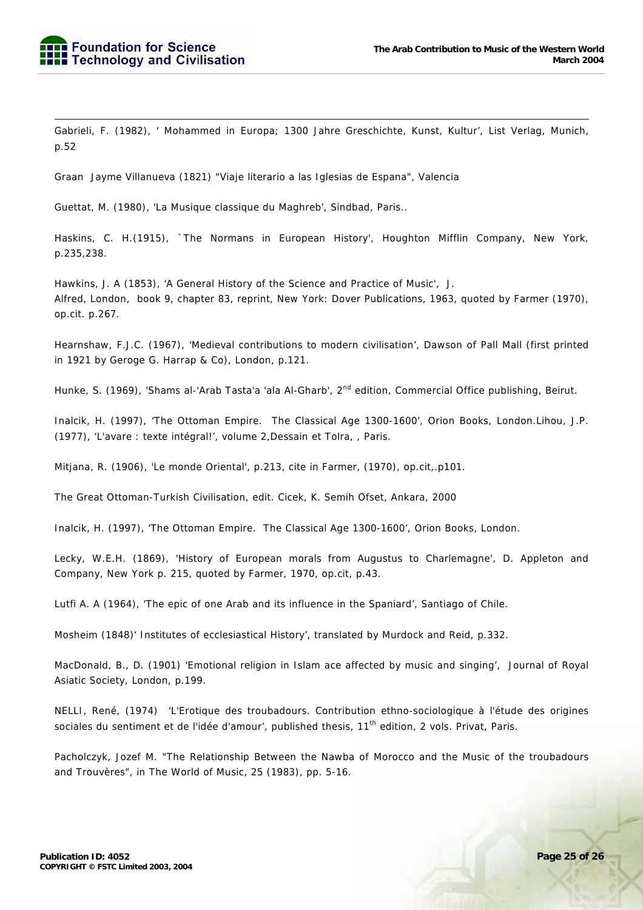Gabrieli, F. (1982), ' Mohammed in Europa; 1300 Jahre Greschichte, Kunst, Kultur', List Verlag, Munich, p.52

Graan Jayme Villanueva (1821) "Viaje literario a las Iglesias de Espana", Valencia

Guettat, M. (1980), 'La Musique classique du Maghreb', Sindbad, Paris..

Haskins, C. H.(1915), `The Normans in European History', Houghton Mifflin Company, New York, p.235,238.

Hawkins, J. A (1853), 'A General History of the Science and Practice of Music', J. Alfred, London, book 9, chapter 83, reprint, New York: Dover Publications, 1963, quoted by Farmer (1970), op.cit. p.267.

Hearnshaw, F.J.C. (1967), 'Medieval contributions to modern civilisation', Dawson of Pall Mall (first printed in 1921 by Geroge G. Harrap & Co), London, p.121.

Hunke, S. (1969), 'Shams al-'Arab Tasta'a 'ala Al-Gharb', 2nd edition, Commercial Office publishing, Beirut.

Inalcik, H. (1997), 'The Ottoman Empire. The Classical Age 1300-1600', Orion Books, London.Lihou, J.P. (1977), 'L'avare : texte intégral!', volume 2,Dessain et Tolra, , Paris.

Mitjana, R. (1906), 'Le monde Oriental', p.213, cite in Farmer, (1970), op.cit,.p101.

The Great Ottoman-Turkish Civilisation, edit. Cicek, K. Semih Ofset, Ankara, 2000

Inalcik, H. (1997), 'The Ottoman Empire. The Classical Age 1300-1600', Orion Books, London.

Lecky, W.E.H. (1869), 'History of European morals from Augustus to Charlemagne', D. Appleton and Company, New York p. 215, quoted by Farmer, 1970, op.cit, p.43.

Lutfi A. A (1964), 'The epic of one Arab and its influence in the Spaniard', Santiago of Chile.

Mosheim (1848)' Institutes of ecclesiastical History', translated by Murdock and Reid, p.332.

MacDonald, B., D. (1901) 'Emotional religion in Islam ace affected by music and singing', Journal of Royal Asiatic Society, London, p.199.

NELLI, René, (1974) 'L'Erotique des troubadours. Contribution ethno-sociologique à l'étude des origines sociales du sentiment et de l'idée d'amour', published thesis, 11th edition, 2 vols. Privat, Paris.

Pacholczyk, Jozef M. "The Relationship Between the Nawba of Morocco and the Music of the troubadours and Trouvères", in The World of Music, 25 (1983), pp. 5-16.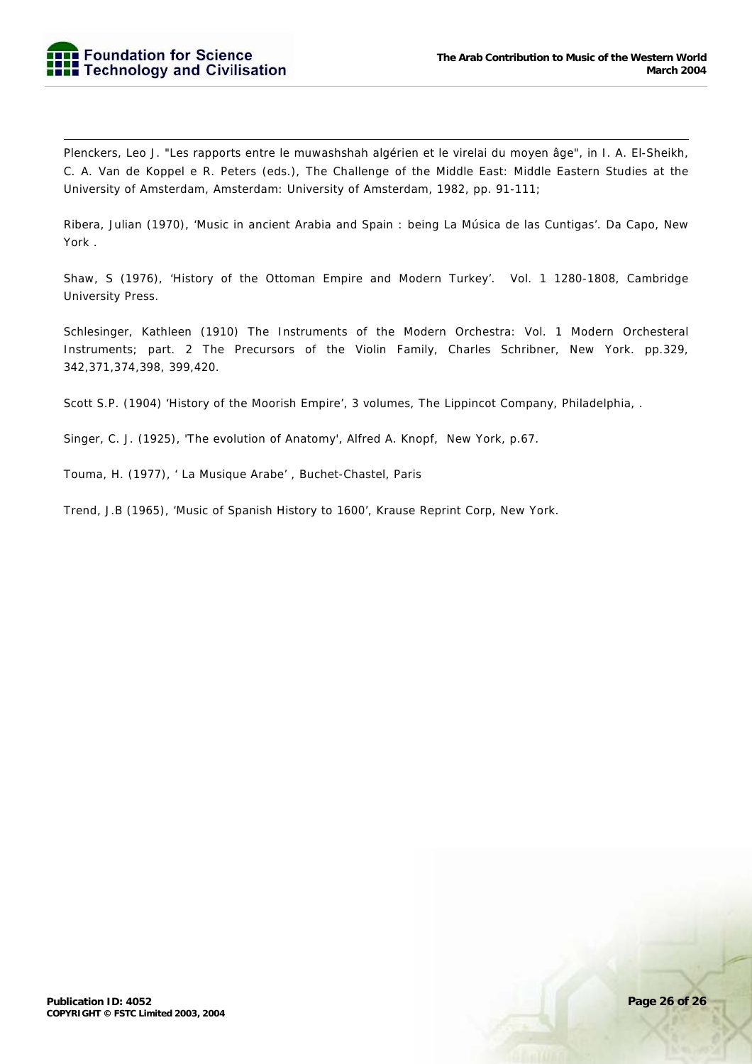Plenckers, Leo J. "Les rapports entre le muwashshah algérien et le virelai du moyen âge", in I. A. El-Sheikh, C. A. Van de Koppel e R. Peters (eds.), The Challenge of the Middle East: Middle Eastern Studies at the University of Amsterdam, Amsterdam: University of Amsterdam, 1982, pp. 91-111;

Ribera, Julian (1970), 'Music in ancient Arabia and Spain : being La Música de las Cuntigas'. Da Capo, New York .

Shaw, S (1976), 'History of the Ottoman Empire and Modern Turkey'. Vol. 1 1280-1808, Cambridge University Press.

Schlesinger, Kathleen (1910) The Instruments of the Modern Orchestra: Vol. 1 Modern Orchesteral Instruments; part. 2 The Precursors of the Violin Family, Charles Schribner, New York. pp.329, 342,371,374,398, 399,420.

Scott S.P. (1904) 'History of the Moorish Empire', 3 volumes, The Lippincot Company, Philadelphia, .

Singer, C. J. (1925), 'The evolution of Anatomy', Alfred A. Knopf, New York, p.67.

Touma, H. (1977), ' La Musique Arabe' , Buchet-Chastel, Paris

Trend, J.B (1965), 'Music of Spanish History to 1600', Krause Reprint Corp, New York.